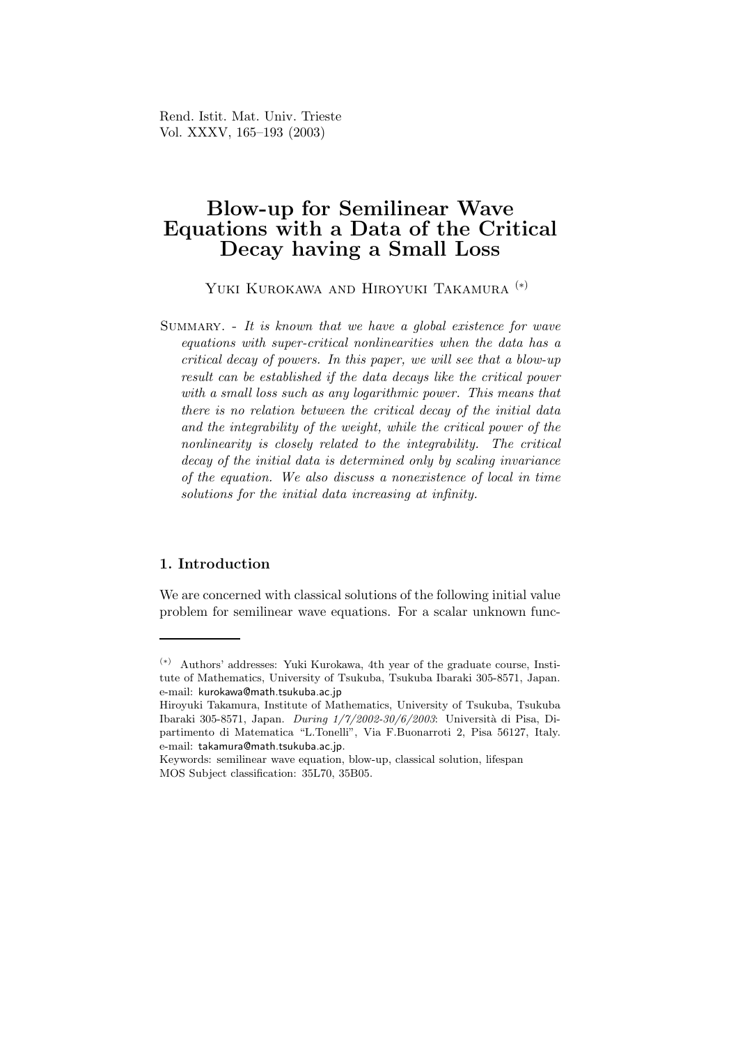Rend. Istit. Mat. Univ. Trieste
Vol. XXXV, 165–193 (2003)

# Blow-up for Semilinear Wave Equations with a Data of the Critical Decay having a Small Loss

Yuki Kurokawa and Hiroyuki Takamura (*)

Summary. - *It is known that we have a global existence for wave equations with super-critical nonlinearities when the data has a critical decay of powers. In this paper, we will see that a blow-up result can be established if the data decays like the critical power with a small loss such as any logarithmic power. This means that there is no relation between the critical decay of the initial data and the integrability of the weight, while the critical power of the nonlinearity is closely related to the integrability. The critical decay of the initial data is determined only by scaling invariance of the equation. We also discuss a nonexistence of local in time solutions for the initial data increasing at infinity.*

## 1. Introduction

We are concerned with classical solutions of the following initial value problem for semilinear wave equations. For a scalar unknown func-

---

(*) Authors' addresses: Yuki Kurokawa, 4th year of the graduate course, Institute of Mathematics, University of Tsukuba, Tsukuba Ibaraki 305-8571, Japan. e-mail: kurokawa@math.tsukuba.ac.jp

Hiroyuki Takamura, Institute of Mathematics, University of Tsukuba, Tsukuba Ibaraki 305-8571, Japan. *During 1/7/2002-30/6/2003*: Università di Pisa, Dipartimento di Matematica "L.Tonelli", Via F.Buonarroti 2, Pisa 56127, Italy. e-mail: takamura@math.tsukuba.ac.jp.

Keywords: semilinear wave equation, blow-up, classical solution, lifespan

MOS Subject classification: 35L70, 35B05.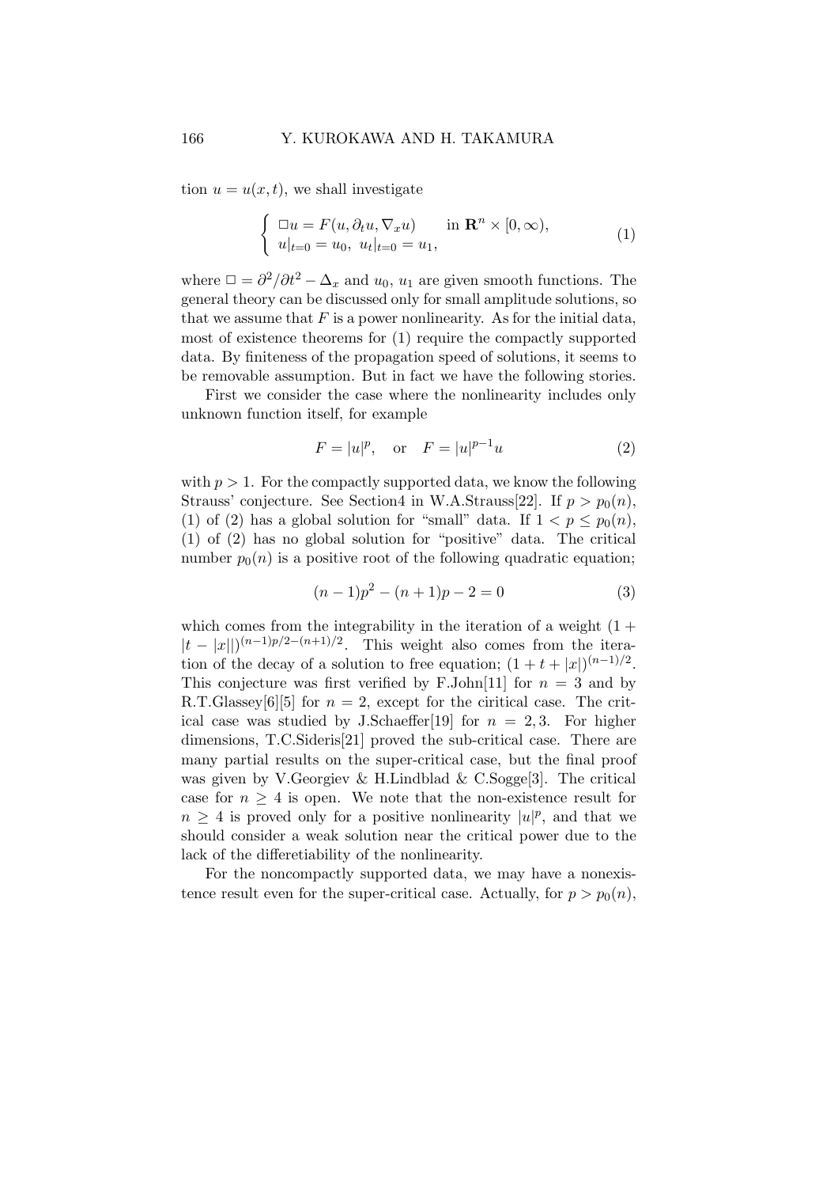tion $u = u(x,t)$, we shall investigate

$$\begin{cases} \Box u = F(u, \partial_t u, \nabla_x u) & \text{in } \mathbf{R}^n \times [0,\infty), \\ u|_{t=0} = u_0, \ u_t|_{t=0} = u_1, \end{cases} \tag{1}$$

where $\Box = \partial^2/\partial t^2 - \Delta_x$ and $u_0$, $u_1$ are given smooth functions. The general theory can be discussed only for small amplitude solutions, so that we assume that $F$ is a power nonlinearity. As for the initial data, most of existence theorems for (1) require the compactly supported data. By finiteness of the propagation speed of solutions, it seems to be removable assumption. But in fact we have the following stories.

First we consider the case where the nonlinearity includes only unknown function itself, for example

$$F = |u|^p, \quad \text{or} \quad F = |u|^{p-1}u \tag{2}$$

with $p > 1$. For the compactly supported data, we know the following Strauss' conjecture. See Section4 in W.A.Strauss[22]. If $p > p_0(n)$, (1) of (2) has a global solution for "small" data. If $1 < p \le p_0(n)$, (1) of (2) has no global solution for "positive" data. The critical number $p_0(n)$ is a positive root of the following quadratic equation;

$$(n-1)p^2 - (n+1)p - 2 = 0 \tag{3}$$

which comes from the integrability in the iteration of a weight $(1 + |t - |x||)^{(n-1)p/2-(n+1)/2}$. This weight also comes from the iteration of the decay of a solution to free equation; $(1 + t + |x|)^{(n-1)/2}$. This conjecture was first verified by F.John[11] for $n = 3$ and by R.T.Glassey[6][5] for $n = 2$, except for the ciritical case. The critical case was studied by J.Schaeffer[19] for $n = 2, 3$. For higher dimensions, T.C.Sideris[21] proved the sub-critical case. There are many partial results on the super-critical case, but the final proof was given by V.Georgiev & H.Lindblad & C.Sogge[3]. The critical case for $n \ge 4$ is open. We note that the non-existence result for $n \ge 4$ is proved only for a positive nonlinearity $|u|^p$, and that we should consider a weak solution near the critical power due to the lack of the differetiability of the nonlinearity.

For the noncompactly supported data, we may have a nonexistence result even for the super-critical case. Actually, for $p > p_0(n)$,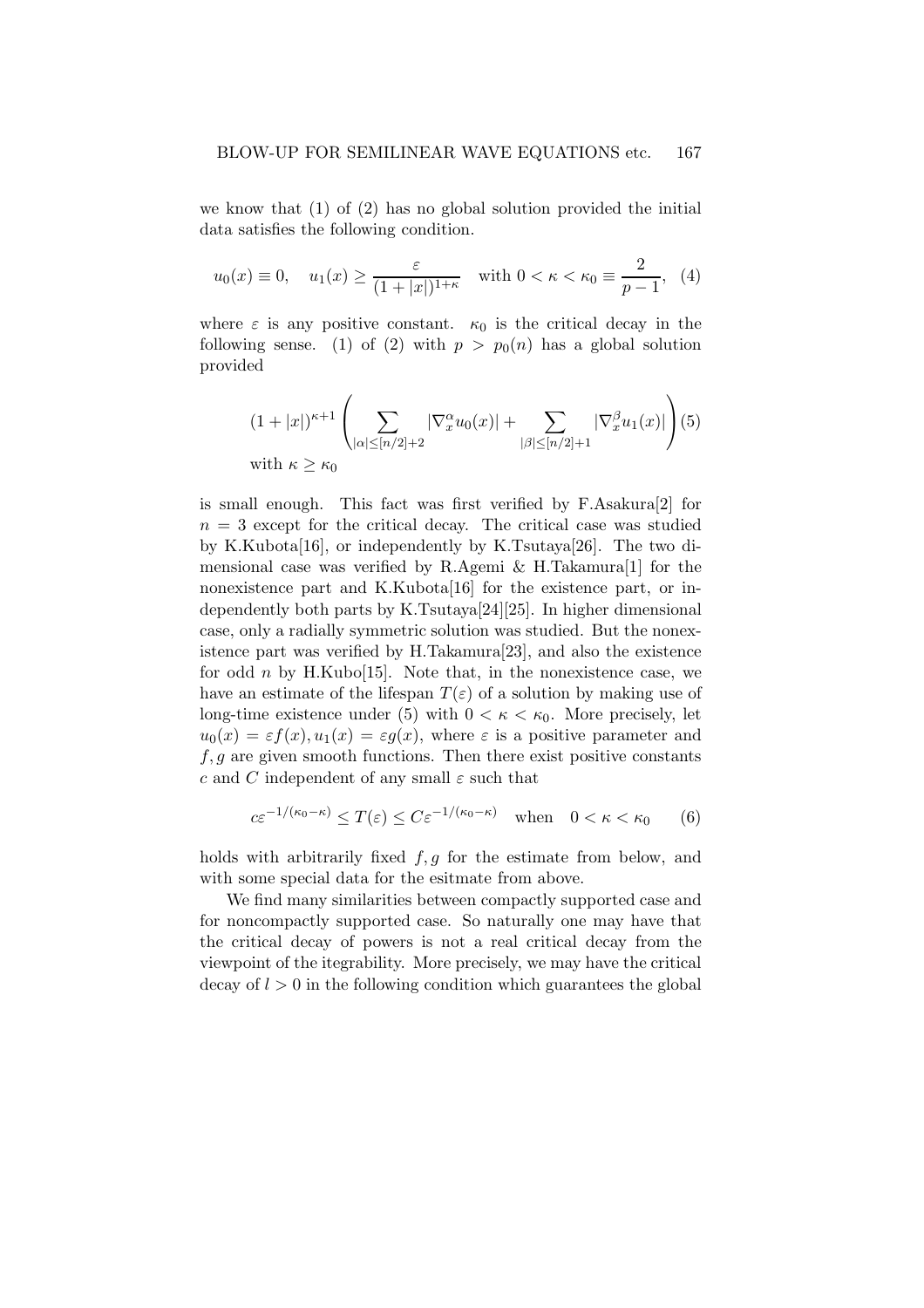we know that (1) of (2) has no global solution provided the initial data satisfies the following condition.

$$u_0(x) \equiv 0, \quad u_1(x) \geq \frac{\varepsilon}{(1+|x|)^{1+\kappa}} \quad \text{with } 0<\kappa<\kappa_0 \equiv \frac{2}{p-1}, \quad (4)$$

where $\varepsilon$ is any positive constant. $\kappa_0$ is the critical decay in the following sense. (1) of (2) with $p > p_0(n)$ has a global solution provided

$$(1+|x|)^{\kappa+1}\left(\sum_{|\alpha|\leq[n/2]+2}|\nabla_x^\alpha u_0(x)| + \sum_{|\beta|\leq[n/2]+1}|\nabla_x^\beta u_1(x)|\right) \quad (5)$$
$$\text{with } \kappa \geq \kappa_0$$

is small enough. This fact was first verified by F.Asakura[2] for $n=3$ except for the critical decay. The critical case was studied by K.Kubota[16], or independently by K.Tsutaya[26]. The two dimensional case was verified by R.Agemi & H.Takamura[1] for the nonexistence part and K.Kubota[16] for the existence part, or independently both parts by K.Tsutaya[24][25]. In higher dimensional case, only a radially symmetric solution was studied. But the nonexistence part was verified by H.Takamura[23], and also the existence for odd $n$ by H.Kubo[15]. Note that, in the nonexistence case, we have an estimate of the lifespan $T(\varepsilon)$ of a solution by making use of long-time existence under (5) with $0<\kappa<\kappa_0$. More precisely, let $u_0(x) = \varepsilon f(x), u_1(x) = \varepsilon g(x)$, where $\varepsilon$ is a positive parameter and $f, g$ are given smooth functions. Then there exist positive constants $c$ and $C$ independent of any small $\varepsilon$ such that

$$c\varepsilon^{-1/(\kappa_0-\kappa)} \leq T(\varepsilon) \leq C\varepsilon^{-1/(\kappa_0-\kappa)} \quad \text{when} \quad 0<\kappa<\kappa_0 \qquad (6)$$

holds with arbitrarily fixed $f, g$ for the estimate from below, and with some special data for the esitmate from above.

We find many similarities between compactly supported case and for noncompactly supported case. So naturally one may have that the critical decay of powers is not a real critical decay from the viewpoint of the itegrability. More precisely, we may have the critical decay of $l>0$ in the following condition which guarantees the global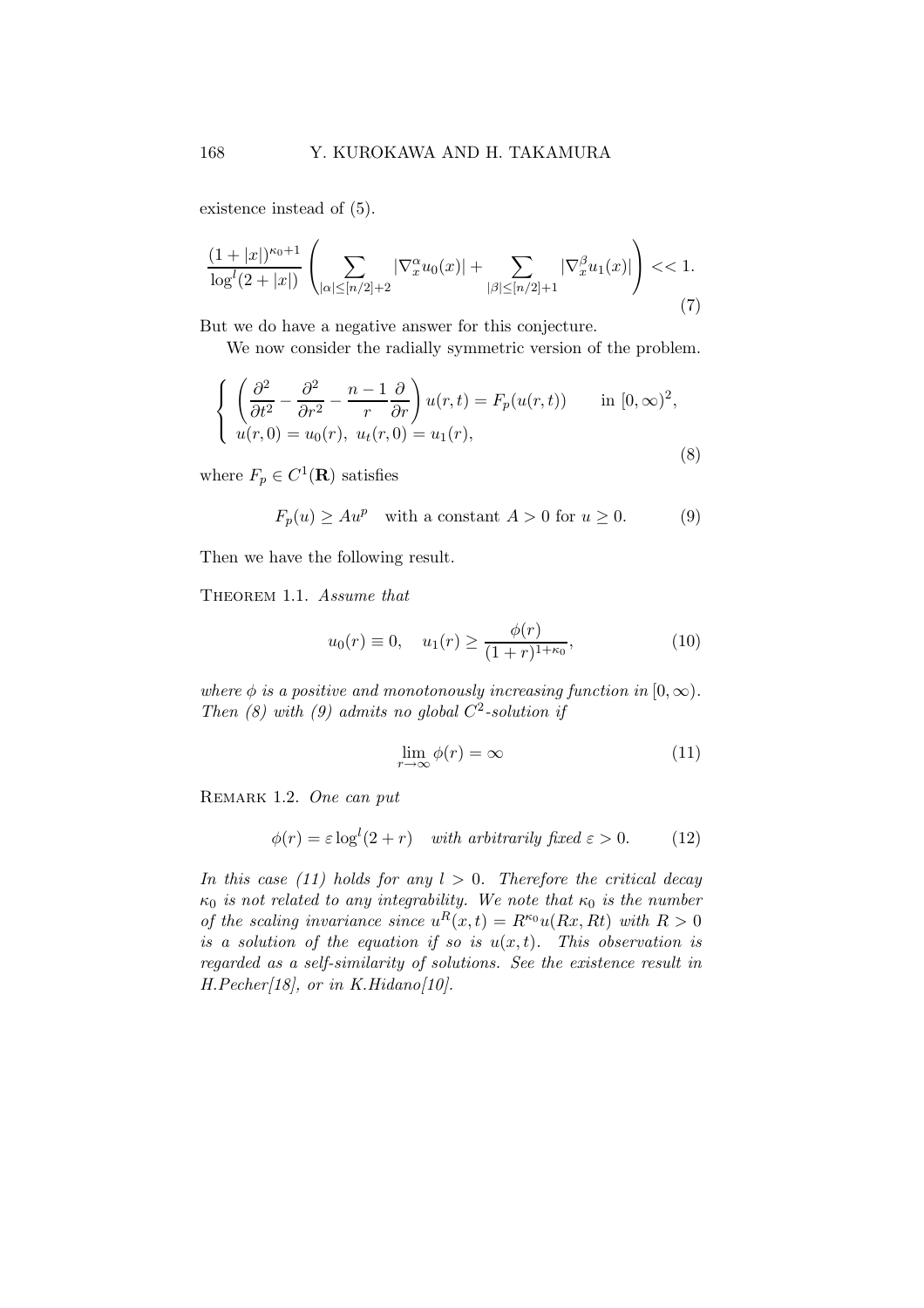existence instead of (5).

$$\frac{(1+|x|)^{\kappa_0+1}}{\log^l(2+|x|)}\left(\sum_{|\alpha|\le[n/2]+2}|\nabla_x^\alpha u_0(x)|+\sum_{|\beta|\le[n/2]+1}|\nabla_x^\beta u_1(x)|\right)<<1. \tag{7}$$

But we do have a negative answer for this conjecture.

We now consider the radially symmetric version of the problem.

$$\begin{cases}\left(\dfrac{\partial^2}{\partial t^2}-\dfrac{\partial^2}{\partial r^2}-\dfrac{n-1}{r}\dfrac{\partial}{\partial r}\right)u(r,t)=F_p(u(r,t)) & \text{in } [0,\infty)^2,\\ u(r,0)=u_0(r),\ u_t(r,0)=u_1(r), & \end{cases} \tag{8}$$

where $F_p\in C^1(\mathbf{R})$ satisfies

$$F_p(u)\ge Au^p \quad \text{with a constant } A>0 \text{ for } u\ge 0. \tag{9}$$

Then we have the following result.

Theorem 1.1. *Assume that*

$$u_0(r)\equiv 0,\quad u_1(r)\ge\frac{\phi(r)}{(1+r)^{1+\kappa_0}}, \tag{10}$$

*where $\phi$ is a positive and monotonously increasing function in $[0,\infty)$. Then (8) with (9) admits no global $C^2$-solution if*

$$\lim_{r\to\infty}\phi(r)=\infty \tag{11}$$

Remark 1.2. *One can put*

$$\phi(r)=\varepsilon\log^l(2+r)\quad \text{with arbitrarily fixed } \varepsilon>0. \tag{12}$$

*In this case (11) holds for any $l>0$. Therefore the critical decay $\kappa_0$ is not related to any integrability. We note that $\kappa_0$ is the number of the scaling invariance since $u^R(x,t)=R^{\kappa_0}u(Rx,Rt)$ with $R>0$ is a solution of the equation if so is $u(x,t)$. This observation is regarded as a self-similarity of solutions. See the existence result in H.Pecher[18], or in K.Hidano[10].*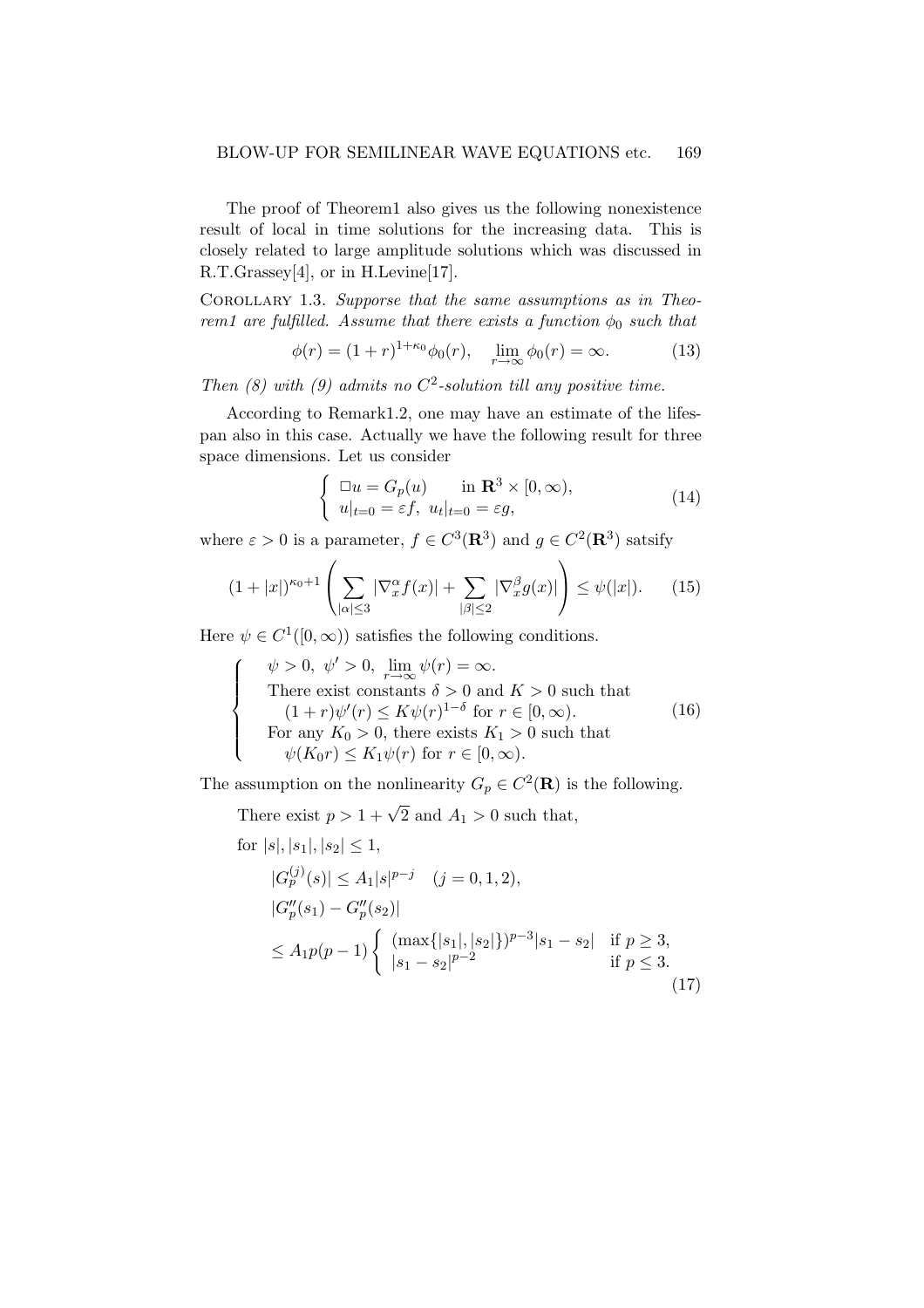The proof of Theorem1 also gives us the following nonexistence result of local in time solutions for the increasing data. This is closely related to large amplitude solutions which was discussed in R.T.Grassey[4], or in H.Levine[17].

Corollary 1.3. *Suppose that the same assumptions as in Theorem1 are fulfilled. Assume that there exists a function $\phi_0$ such that*

$$\phi(r) = (1+r)^{1+\kappa_0}\phi_0(r), \quad \lim_{r\to\infty}\phi_0(r) = \infty. \tag{13}$$

*Then (8) with (9) admits no $C^2$-solution till any positive time.*

According to Remark1.2, one may have an estimate of the lifespan also in this case. Actually we have the following result for three space dimensions. Let us consider

$$\begin{cases} \square u = G_p(u) & \text{in } \mathbf{R}^3 \times [0,\infty), \\ u|_{t=0} = \varepsilon f, \ u_t|_{t=0} = \varepsilon g, \end{cases} \tag{14}$$

where $\varepsilon > 0$ is a parameter, $f \in C^3(\mathbf{R}^3)$ and $g \in C^2(\mathbf{R}^3)$ satsify

$$(1+|x|)^{\kappa_0+1}\left(\sum_{|\alpha|\le 3}|\nabla_x^\alpha f(x)| + \sum_{|\beta|\le 2}|\nabla_x^\beta g(x)|\right) \le \psi(|x|). \tag{15}$$

Here $\psi \in C^1([0,\infty))$ satisfies the following conditions.

$$\begin{cases} \quad \psi > 0, \ \psi' > 0, \ \lim\limits_{r\to\infty}\psi(r) = \infty. \\ \quad \text{There exist constants } \delta > 0 \text{ and } K > 0 \text{ such that} \\ \qquad (1+r)\psi'(r) \le K\psi(r)^{1-\delta} \text{ for } r \in [0,\infty). \\ \quad \text{For any } K_0 > 0, \text{ there exists } K_1 > 0 \text{ such that} \\ \qquad \psi(K_0 r) \le K_1\psi(r) \text{ for } r \in [0,\infty). \end{cases} \tag{16}$$

The assumption on the nonlinearity $G_p \in C^2(\mathbf{R})$ is the following.

$$\begin{aligned} &\text{There exist } p > 1+\sqrt{2} \text{ and } A_1 > 0 \text{ such that,} \\ &\text{for } |s|, |s_1|, |s_2| \le 1, \\ &\qquad |G_p^{(j)}(s)| \le A_1|s|^{p-j} \quad (j = 0,1,2), \\ &\qquad |G_p''(s_1) - G_p''(s_2)| \\ &\qquad \le A_1 p(p-1)\begin{cases} (\max\{|s_1|,|s_2|\})^{p-3}|s_1 - s_2| & \text{if } p \ge 3, \\ |s_1 - s_2|^{p-2} & \text{if } p \le 3. \end{cases} \end{aligned} \tag{17}$$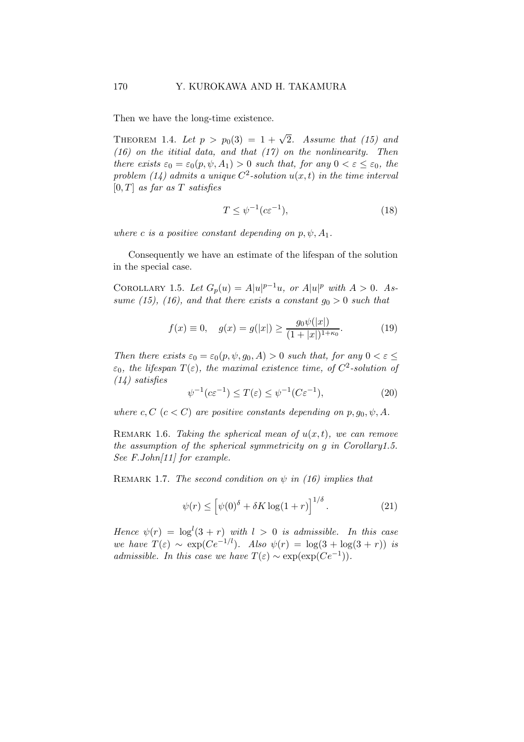Then we have the long-time existence.

**Theorem 1.4.** *Let $p > p_0(3) = 1 + \sqrt{2}$. Assume that (15) and (16) on the ititial data, and that (17) on the nonlinearity. Then there exists $\varepsilon_0 = \varepsilon_0(p, \psi, A_1) > 0$ such that, for any $0 < \varepsilon \leq \varepsilon_0$, the problem (14) admits a unique $C^2$-solution $u(x,t)$ in the time interval $[0,T]$ as far as $T$ satisfies*

$$T \leq \psi^{-1}(c\varepsilon^{-1}), \tag{18}$$

*where $c$ is a positive constant depending on $p, \psi, A_1$.*

Consequently we have an estimate of the lifespan of the solution in the special case.

**Corollary 1.5.** *Let $G_p(u) = A|u|^{p-1}u$, or $A|u|^p$ with $A > 0$. Assume (15), (16), and that there exists a constant $g_0 > 0$ such that*

$$f(x) \equiv 0, \quad g(x) = g(|x|) \geq \frac{g_0 \psi(|x|)}{(1+|x|)^{1+\kappa_0}}. \tag{19}$$

*Then there exists $\varepsilon_0 = \varepsilon_0(p, \psi, g_0, A) > 0$ such that, for any $0 < \varepsilon \leq \varepsilon_0$, the lifespan $T(\varepsilon)$, the maximal existence time, of $C^2$-solution of (14) satisfies*

$$\psi^{-1}(c\varepsilon^{-1}) \leq T(\varepsilon) \leq \psi^{-1}(C\varepsilon^{-1}), \tag{20}$$

*where $c, C$ $(c < C)$ are positive constants depending on $p, g_0, \psi, A$.*

**Remark 1.6.** *Taking the spherical mean of $u(x,t)$, we can remove the assumption of the spherical symmetricity on $g$ in Corollary1.5. See F.John[11] for example.*

**Remark 1.7.** *The second condition on $\psi$ in (16) implies that*

$$\psi(r) \leq \left[\psi(0)^\delta + \delta K \log(1+r)\right]^{1/\delta}. \tag{21}$$

*Hence $\psi(r) = \log^l(3+r)$ with $l > 0$ is admissible. In this case we have $T(\varepsilon) \sim \exp(C\varepsilon^{-1/l})$. Also $\psi(r) = \log(3 + \log(3+r))$ is admissible. In this case we have $T(\varepsilon) \sim \exp(\exp(C\varepsilon^{-1}))$.*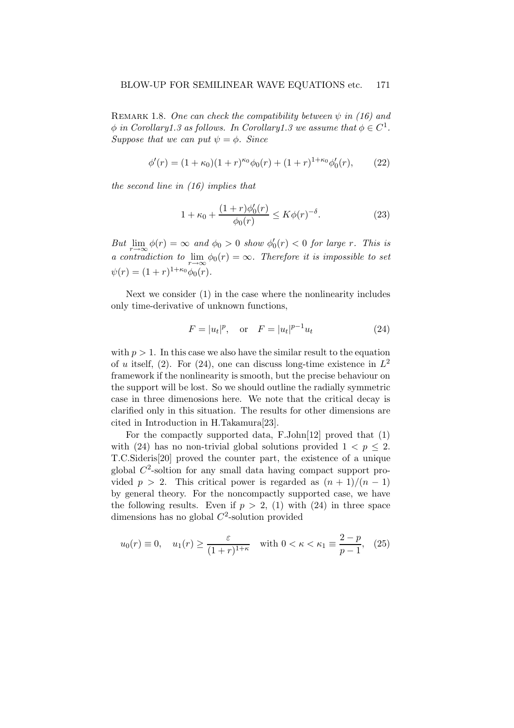REMARK 1.8. *One can check the compatibility between $\psi$ in (16) and $\phi$ in Corollary1.3 as follows. In Corollary1.3 we assume that $\phi \in C^1$. Suppose that we can put $\psi = \phi$. Since*

$$\phi'(r) = (1+\kappa_0)(1+r)^{\kappa_0}\phi_0(r) + (1+r)^{1+\kappa_0}\phi_0'(r), \tag{22}$$

*the second line in (16) implies that*

$$1 + \kappa_0 + \frac{(1+r)\phi_0'(r)}{\phi_0(r)} \leq K\phi(r)^{-\delta}. \tag{23}$$

*But $\lim_{r\to\infty} \phi(r) = \infty$ and $\phi_0 > 0$ show $\phi_0'(r) < 0$ for large $r$. This is a contradiction to $\lim_{r\to\infty} \phi_0(r) = \infty$. Therefore it is impossible to set $\psi(r) = (1+r)^{1+\kappa_0}\phi_0(r)$.*

Next we consider (1) in the case where the nonlinearity includes only time-derivative of unknown functions,

$$F = |u_t|^p, \quad \text{or} \quad F = |u_t|^{p-1}u_t \tag{24}$$

with $p > 1$. In this case we also have the similar result to the equation of $u$ itself, (2). For (24), one can discuss long-time existence in $L^2$ framework if the nonlinearity is smooth, but the precise behaviour on the support will be lost. So we should outline the radially symmetric case in three dimenosions here. We note that the critical decay is clarified only in this situation. The results for other dimensions are cited in Introduction in H.Takamura[23].

For the compactly supported data, F.John[12] proved that (1) with (24) has no non-trivial global solutions provided $1 < p \leq 2$. T.C.Sideris[20] proved the counter part, the existence of a unique global $C^2$-soltion for any small data having compact support provided $p > 2$. This critical power is regarded as $(n+1)/(n-1)$ by general theory. For the noncompactly supported case, we have the following results. Even if $p > 2$, (1) with (24) in three space dimensions has no global $C^2$-solution provided

$$u_0(r) \equiv 0, \quad u_1(r) \geq \frac{\varepsilon}{(1+r)^{1+\kappa}} \quad \text{with } 0 < \kappa < \kappa_1 \equiv \frac{2-p}{p-1}, \tag{25}$$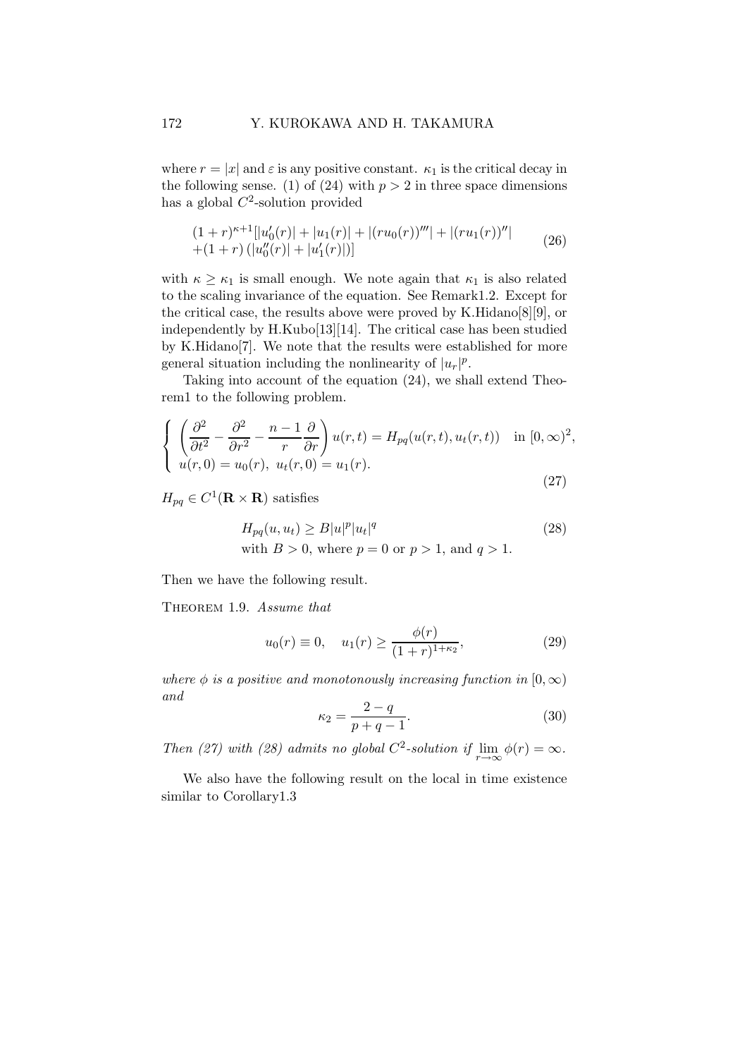where $r = |x|$ and $\varepsilon$ is any positive constant. $\kappa_1$ is the critical decay in the following sense. (1) of (24) with $p > 2$ in three space dimensions has a global $C^2$-solution provided

$$
\begin{aligned}
&(1+r)^{\kappa+1}[|u_0'(r)| + |u_1(r)| + |(ru_0(r))'''| + |(ru_1(r))''| \\
&+(1+r)\left(|u_0''(r)| + |u_1'(r)|\right)]
\end{aligned}
\tag{26}
$$

with $\kappa \geq \kappa_1$ is small enough. We note again that $\kappa_1$ is also related to the scaling invariance of the equation. See Remark1.2. Except for the critical case, the results above were proved by K.Hidano[8][9], or independently by H.Kubo[13][14]. The critical case has been studied by K.Hidano[7]. We note that the results were established for more general situation including the nonlinearity of $|u_r|^p$.

Taking into account of the equation (24), we shall extend Theorem1 to the following problem.

$$
\left\{
\begin{array}{l}
\left(\dfrac{\partial^2}{\partial t^2} - \dfrac{\partial^2}{\partial r^2} - \dfrac{n-1}{r}\dfrac{\partial}{\partial r}\right) u(r,t) = H_{pq}(u(r,t), u_t(r,t)) \quad \text{in } [0,\infty)^2, \\
u(r,0) = u_0(r),\ u_t(r,0) = u_1(r).
\end{array}
\right.
\tag{27}
$$

$H_{pq} \in C^1(\mathbf{R} \times \mathbf{R})$ satisfies

$$
\begin{aligned}
&H_{pq}(u, u_t) \geq B|u|^p|u_t|^q \\
&\text{with } B > 0, \text{ where } p = 0 \text{ or } p > 1, \text{ and } q > 1.
\end{aligned}
\tag{28}
$$

Then we have the following result.

THEOREM 1.9. *Assume that*

$$
u_0(r) \equiv 0, \quad u_1(r) \geq \frac{\phi(r)}{(1+r)^{1+\kappa_2}},
\tag{29}
$$

*where $\phi$ is a positive and monotonously increasing function in $[0,\infty)$ and*

$$
\kappa_2 = \frac{2-q}{p+q-1}.
\tag{30}
$$

*Then (27) with (28) admits no global $C^2$-solution if $\lim_{r\to\infty} \phi(r) = \infty$.*

We also have the following result on the local in time existence similar to Corollary1.3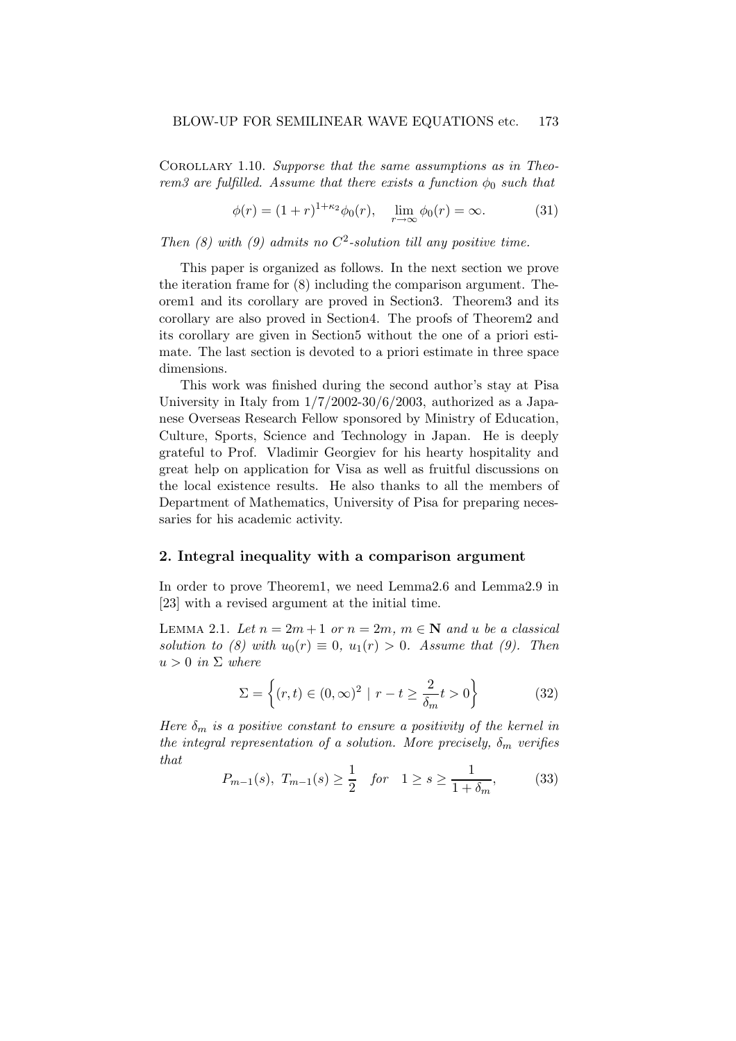Corollary 1.10. *Suppose that the same assumptions as in Theorem3 are fulfilled. Assume that there exists a function $\phi_0$ such that*

$$\phi(r) = (1+r)^{1+\kappa_2}\phi_0(r), \quad \lim_{r\to\infty}\phi_0(r) = \infty. \tag{31}$$

*Then (8) with (9) admits no $C^2$-solution till any positive time.*

This paper is organized as follows. In the next section we prove the iteration frame for (8) including the comparison argument. Theorem1 and its corollary are proved in Section3. Theorem3 and its corollary are also proved in Section4. The proofs of Theorem2 and its corollary are given in Section5 without the one of a priori estimate. The last section is devoted to a priori estimate in three space dimensions.

This work was finished during the second author's stay at Pisa University in Italy from 1/7/2002-30/6/2003, authorized as a Japanese Overseas Research Fellow sponsored by Ministry of Education, Culture, Sports, Science and Technology in Japan. He is deeply grateful to Prof. Vladimir Georgiev for his hearty hospitality and great help on application for Visa as well as fruitful discussions on the local existence results. He also thanks to all the members of Department of Mathematics, University of Pisa for preparing necessaries for his academic activity.

## 2. Integral inequality with a comparison argument

In order to prove Theorem1, we need Lemma2.6 and Lemma2.9 in [23] with a revised argument at the initial time.

Lemma 2.1. *Let $n = 2m+1$ or $n = 2m$, $m \in \mathbf{N}$ and $u$ be a classical solution to (8) with $u_0(r) \equiv 0$, $u_1(r) > 0$. Assume that (9). Then $u > 0$ in $\Sigma$ where*

$$\Sigma = \left\{(r,t) \in (0,\infty)^2 \mid r - t \geq \frac{2}{\delta_m}t > 0\right\} \tag{32}$$

*Here $\delta_m$ is a positive constant to ensure a positivity of the kernel in the integral representation of a solution. More precisely, $\delta_m$ verifies that*

$$P_{m-1}(s),\ T_{m-1}(s) \geq \frac{1}{2} \quad for \quad 1 \geq s \geq \frac{1}{1+\delta_m}, \tag{33}$$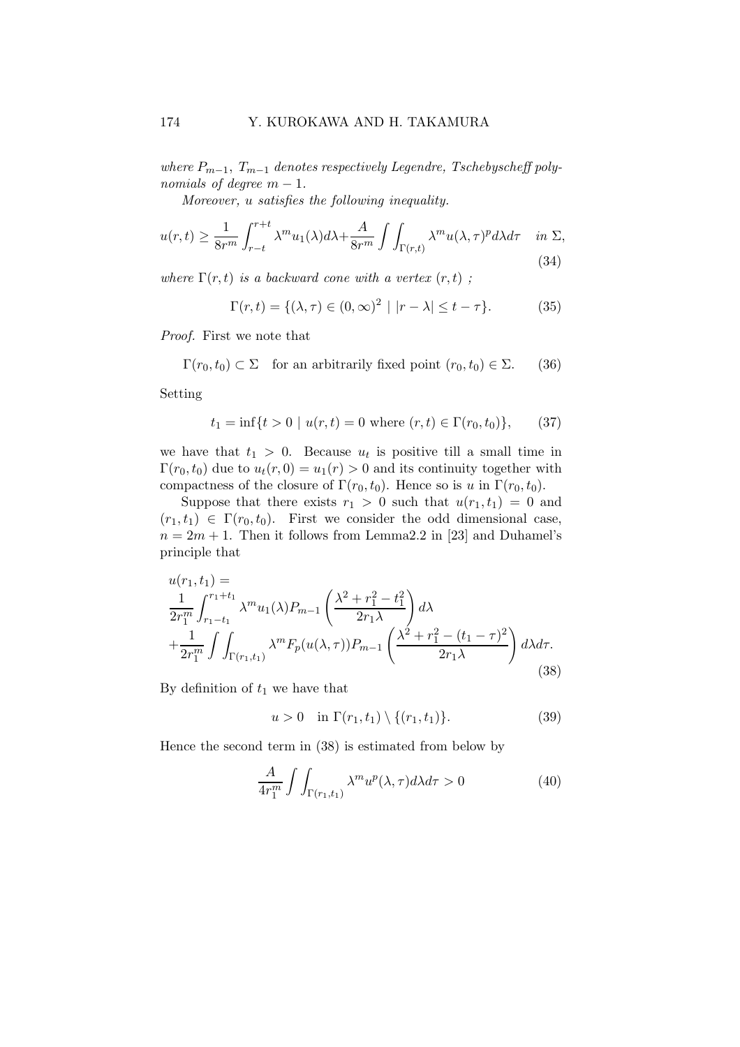*where $P_{m-1}$, $T_{m-1}$ denotes respectively Legendre, Tschebyscheff polynomials of degree $m-1$.*

*Moreover, $u$ satisfies the following inequality.*

$$u(r,t) \geq \frac{1}{8r^m}\int_{r-t}^{r+t}\lambda^m u_1(\lambda)d\lambda + \frac{A}{8r^m}\int\int_{\Gamma(r,t)}\lambda^m u(\lambda,\tau)^p d\lambda d\tau \quad \text{in } \Sigma, \tag{34}$$

*where $\Gamma(r,t)$ is a backward cone with a vertex $(r,t)$ ;*

$$\Gamma(r,t) = \{(\lambda,\tau) \in (0,\infty)^2 \mid |r-\lambda| \leq t-\tau\}. \tag{35}$$

*Proof.* First we note that

$$\Gamma(r_0,t_0) \subset \Sigma \quad \text{for an arbitrarily fixed point } (r_0,t_0) \in \Sigma. \tag{36}$$

Setting

$$t_1 = \inf\{t > 0 \mid u(r,t) = 0 \text{ where } (r,t) \in \Gamma(r_0,t_0)\}, \tag{37}$$

we have that $t_1 > 0$. Because $u_t$ is positive till a small time in $\Gamma(r_0,t_0)$ due to $u_t(r,0) = u_1(r) > 0$ and its continuity together with compactness of the closure of $\Gamma(r_0,t_0)$. Hence so is $u$ in $\Gamma(r_0,t_0)$.

Suppose that there exists $r_1 > 0$ such that $u(r_1,t_1) = 0$ and $(r_1,t_1) \in \Gamma(r_0,t_0)$. First we consider the odd dimensional case, $n = 2m+1$. Then it follows from Lemma2.2 in [23] and Duhamel's principle that

$$\begin{aligned}
&u(r_1,t_1) = \\
&\frac{1}{2r_1^m}\int_{r_1-t_1}^{r_1+t_1}\lambda^m u_1(\lambda)P_{m-1}\left(\frac{\lambda^2+r_1^2-t_1^2}{2r_1\lambda}\right)d\lambda \\
&+\frac{1}{2r_1^m}\int\int_{\Gamma(r_1,t_1)}\lambda^m F_p(u(\lambda,\tau))P_{m-1}\left(\frac{\lambda^2+r_1^2-(t_1-\tau)^2}{2r_1\lambda}\right)d\lambda d\tau.
\end{aligned} \tag{38}$$

By definition of $t_1$ we have that

$$u > 0 \quad \text{in } \Gamma(r_1,t_1) \setminus \{(r_1,t_1)\}. \tag{39}$$

Hence the second term in (38) is estimated from below by

$$\frac{A}{4r_1^m}\int\int_{\Gamma(r_1,t_1)}\lambda^m u^p(\lambda,\tau)d\lambda d\tau > 0 \tag{40}$$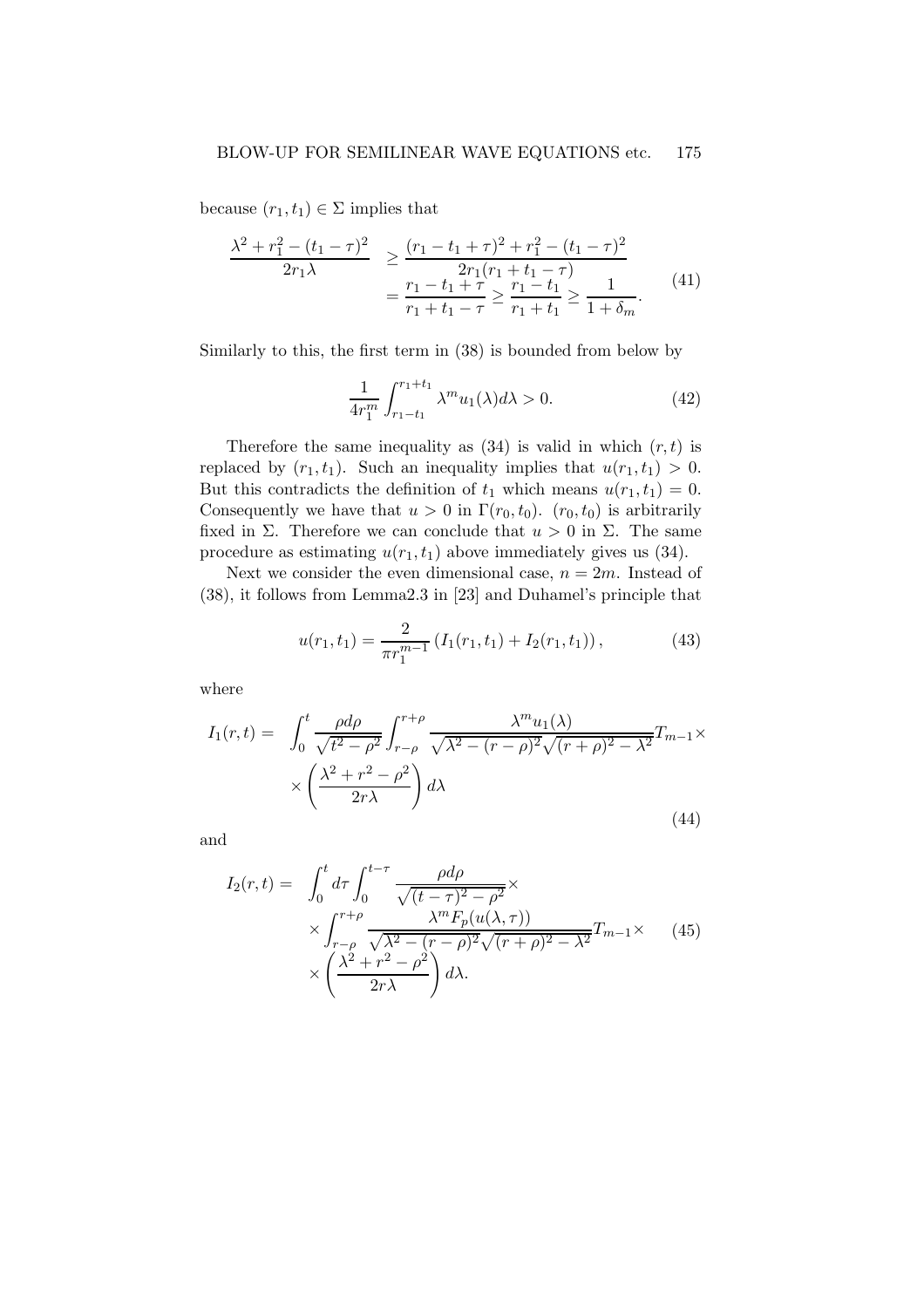because $(r_1, t_1) \in \Sigma$ implies that

$$
\begin{aligned}
\frac{\lambda^2 + r_1^2 - (t_1 - \tau)^2}{2r_1\lambda} &\geq \frac{(r_1 - t_1 + \tau)^2 + r_1^2 - (t_1 - \tau)^2}{2r_1(r_1 + t_1 - \tau)} \\
&= \frac{r_1 - t_1 + \tau}{r_1 + t_1 - \tau} \geq \frac{r_1 - t_1}{r_1 + t_1} \geq \frac{1}{1 + \delta_m}.
\end{aligned} \tag{41}
$$

Similarly to this, the first term in (38) is bounded from below by

$$
\frac{1}{4r_1^m} \int_{r_1 - t_1}^{r_1 + t_1} \lambda^m u_1(\lambda) d\lambda > 0. \tag{42}
$$

Therefore the same inequality as (34) is valid in which $(r, t)$ is replaced by $(r_1, t_1)$. Such an inequality implies that $u(r_1, t_1) > 0$. But this contradicts the definition of $t_1$ which means $u(r_1, t_1) = 0$. Consequently we have that $u > 0$ in $\Gamma(r_0, t_0)$. $(r_0, t_0)$ is arbitrarily fixed in $\Sigma$. Therefore we can conclude that $u > 0$ in $\Sigma$. The same procedure as estimating $u(r_1, t_1)$ above immediately gives us (34).

Next we consider the even dimensional case, $n = 2m$. Instead of (38), it follows from Lemma2.3 in [23] and Duhamel's principle that

$$
u(r_1, t_1) = \frac{2}{\pi r_1^{m-1}} \left( I_1(r_1, t_1) + I_2(r_1, t_1) \right), \tag{43}
$$

where

$$
\begin{aligned}
I_1(r, t) = &\int_0^t \frac{\rho d\rho}{\sqrt{t^2 - \rho^2}} \int_{r-\rho}^{r+\rho} \frac{\lambda^m u_1(\lambda)}{\sqrt{\lambda^2 - (r - \rho)^2}\sqrt{(r + \rho)^2 - \lambda^2}} T_{m-1} \times \\
&\times \left( \frac{\lambda^2 + r^2 - \rho^2}{2r\lambda} \right) d\lambda
\end{aligned} \tag{44}
$$

and

$$
\begin{aligned}
I_2(r, t) = &\int_0^t d\tau \int_0^{t-\tau} \frac{\rho d\rho}{\sqrt{(t - \tau)^2 - \rho^2}} \times \\
&\times \int_{r-\rho}^{r+\rho} \frac{\lambda^m F_p(u(\lambda, \tau))}{\sqrt{\lambda^2 - (r - \rho)^2}\sqrt{(r + \rho)^2 - \lambda^2}} T_{m-1} \times \\
&\times \left( \frac{\lambda^2 + r^2 - \rho^2}{2r\lambda} \right) d\lambda.
\end{aligned} \tag{45}
$$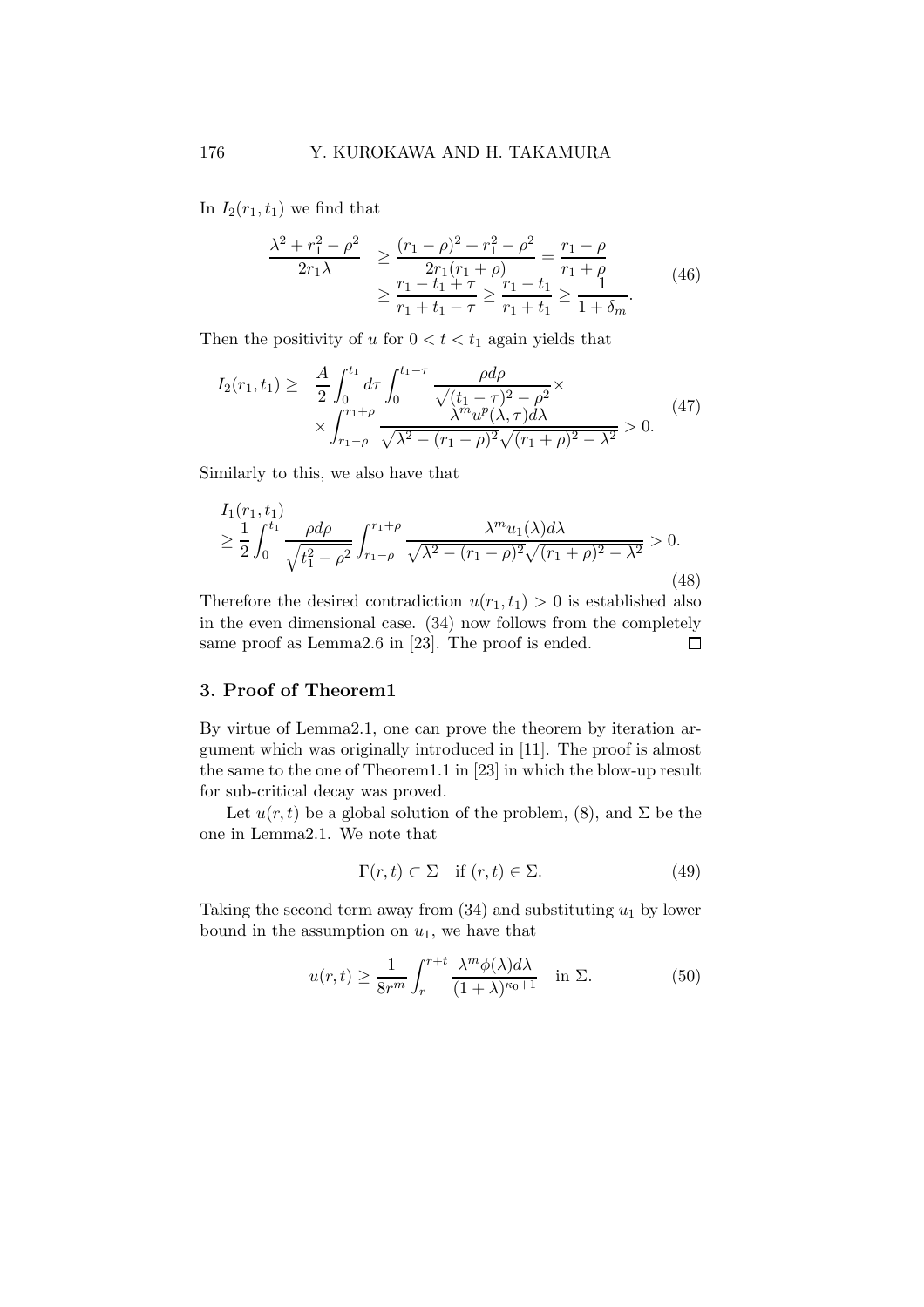In $I_2(r_1,t_1)$ we find that

$$
\begin{aligned}
\frac{\lambda^2+r_1^2-\rho^2}{2r_1\lambda} &\geq \frac{(r_1-\rho)^2+r_1^2-\rho^2}{2r_1(r_1+\rho)} = \frac{r_1-\rho}{r_1+\rho} \\
&\geq \frac{r_1-t_1+\tau}{r_1+t_1-\tau} \geq \frac{r_1-t_1}{r_1+t_1} \geq \frac{1}{1+\delta_m}.
\end{aligned} \tag{46}
$$

Then the positivity of $u$ for $0<t<t_1$ again yields that

$$
\begin{aligned}
I_2(r_1,t_1) \geq\ & \frac{A}{2}\int_0^{t_1} d\tau \int_0^{t_1-\tau} \frac{\rho d\rho}{\sqrt{(t_1-\tau)^2-\rho^2}} \times \\
& \times \int_{r_1-\rho}^{r_1+\rho} \frac{\lambda^m u^p(\lambda,\tau)d\lambda}{\sqrt{\lambda^2-(r_1-\rho)^2}\sqrt{(r_1+\rho)^2-\lambda^2}} > 0.
\end{aligned} \tag{47}
$$

Similarly to this, we also have that

$$
\begin{aligned}
& I_1(r_1,t_1) \\
& \geq \frac{1}{2}\int_0^{t_1} \frac{\rho d\rho}{\sqrt{t_1^2-\rho^2}} \int_{r_1-\rho}^{r_1+\rho} \frac{\lambda^m u_1(\lambda)d\lambda}{\sqrt{\lambda^2-(r_1-\rho)^2}\sqrt{(r_1+\rho)^2-\lambda^2}} > 0.
\end{aligned} \tag{48}
$$

Therefore the desired contradiction $u(r_1,t_1)>0$ is established also in the even dimensional case. (34) now follows from the completely same proof as Lemma2.6 in [23]. The proof is ended. $\square$

## 3. Proof of Theorem1

By virtue of Lemma2.1, one can prove the theorem by iteration argument which was originally introduced in [11]. The proof is almost the same to the one of Theorem1.1 in [23] in which the blow-up result for sub-critical decay was proved.

Let $u(r,t)$ be a global solution of the problem, (8), and $\Sigma$ be the one in Lemma2.1. We note that

$$
\Gamma(r,t) \subset \Sigma \quad \text{if } (r,t) \in \Sigma. \tag{49}
$$

Taking the second term away from (34) and substituting $u_1$ by lower bound in the assumption on $u_1$, we have that

$$
u(r,t) \geq \frac{1}{8r^m}\int_r^{r+t} \frac{\lambda^m \phi(\lambda)d\lambda}{(1+\lambda)^{\kappa_0+1}} \quad \text{in } \Sigma. \tag{50}
$$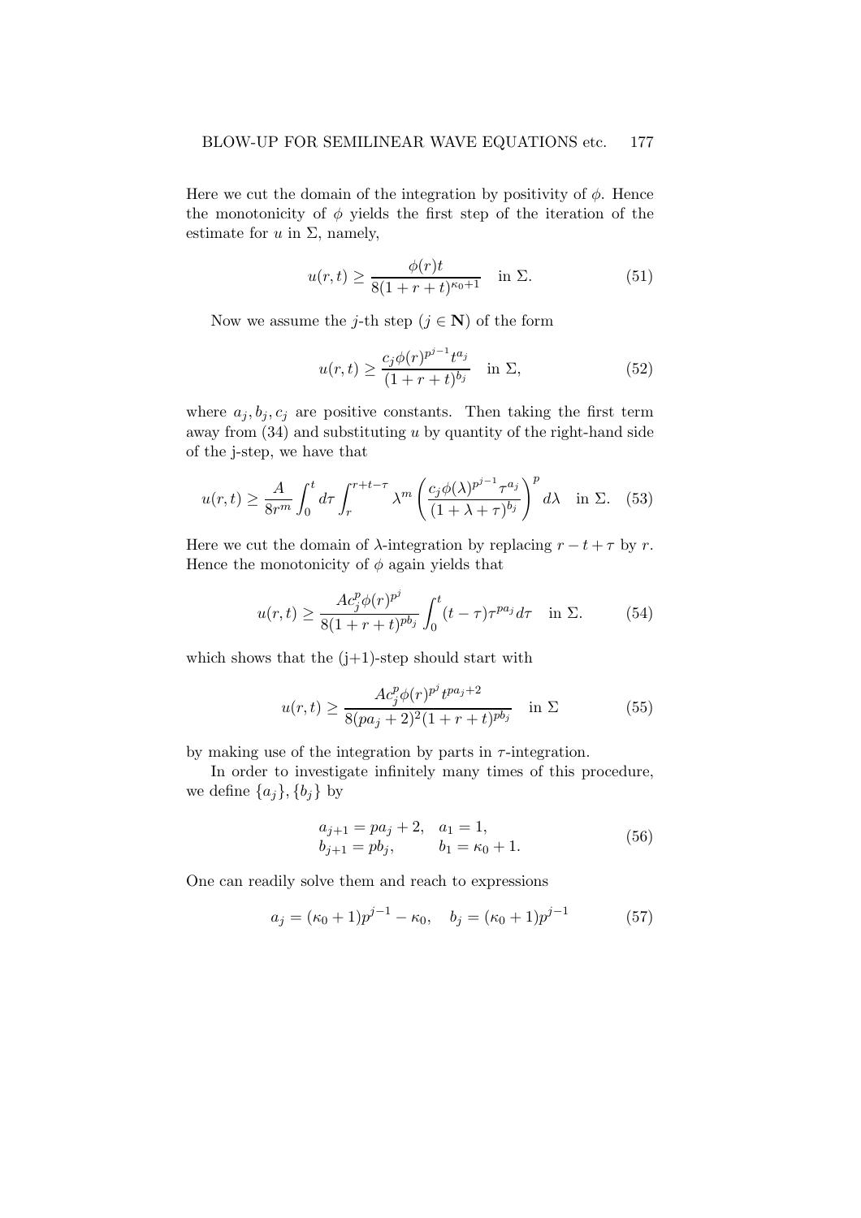Here we cut the domain of the integration by positivity of $\phi$. Hence the monotonicity of $\phi$ yields the first step of the iteration of the estimate for $u$ in $\Sigma$, namely,

$$u(r,t) \geq \frac{\phi(r)t}{8(1+r+t)^{\kappa_0+1}} \quad \text{in } \Sigma. \tag{51}$$

Now we assume the $j$-th step ($j \in \mathbf{N}$) of the form

$$u(r,t) \geq \frac{c_j \phi(r)^{p^{j-1}} t^{a_j}}{(1+r+t)^{b_j}} \quad \text{in } \Sigma, \tag{52}$$

where $a_j, b_j, c_j$ are positive constants. Then taking the first term away from (34) and substituting $u$ by quantity of the right-hand side of the j-step, we have that

$$u(r,t) \geq \frac{A}{8r^m} \int_0^t d\tau \int_r^{r+t-\tau} \lambda^m \left( \frac{c_j \phi(\lambda)^{p^{j-1}} \tau^{a_j}}{(1+\lambda+\tau)^{b_j}} \right)^p d\lambda \quad \text{in } \Sigma. \tag{53}$$

Here we cut the domain of $\lambda$-integration by replacing $r-t+\tau$ by $r$. Hence the monotonicity of $\phi$ again yields that

$$u(r,t) \geq \frac{A c_j^p \phi(r)^{p^j}}{8(1+r+t)^{pb_j}} \int_0^t (t-\tau)\tau^{pa_j} d\tau \quad \text{in } \Sigma. \tag{54}$$

which shows that the (j+1)-step should start with

$$u(r,t) \geq \frac{A c_j^p \phi(r)^{p^j} t^{pa_j+2}}{8(pa_j+2)^2(1+r+t)^{pb_j}} \quad \text{in } \Sigma \tag{55}$$

by making use of the integration by parts in $\tau$-integration.

In order to investigate infinitely many times of this procedure, we define $\{a_j\}, \{b_j\}$ by

$$\begin{aligned} a_{j+1} &= pa_j + 2, \quad a_1 = 1, \\ b_{j+1} &= pb_j, \qquad\quad b_1 = \kappa_0 + 1. \end{aligned} \tag{56}$$

One can readily solve them and reach to expressions

$$a_j = (\kappa_0+1)p^{j-1} - \kappa_0, \quad b_j = (\kappa_0+1)p^{j-1} \tag{57}$$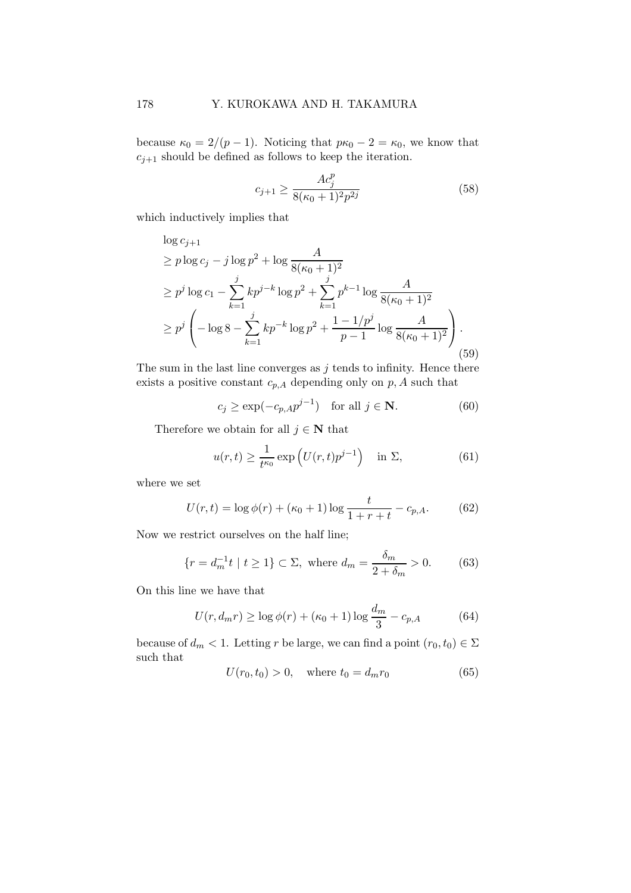because $\kappa_0 = 2/(p-1)$. Noticing that $p\kappa_0 - 2 = \kappa_0$, we know that $c_{j+1}$ should be defined as follows to keep the iteration.

$$
c_{j+1} \geq \frac{A c_j^p}{8(\kappa_0+1)^2 p^{2j}} \tag{58}
$$

which inductively implies that

$$
\begin{aligned}
&\log c_{j+1} \\
&\geq p \log c_j - j \log p^2 + \log \frac{A}{8(\kappa_0+1)^2} \\
&\geq p^j \log c_1 - \sum_{k=1}^{j} k p^{j-k} \log p^2 + \sum_{k=1}^{j} p^{k-1} \log \frac{A}{8(\kappa_0+1)^2} \\
&\geq p^j \left( -\log 8 - \sum_{k=1}^{j} k p^{-k} \log p^2 + \frac{1-1/p^j}{p-1} \log \frac{A}{8(\kappa_0+1)^2} \right).
\end{aligned} \tag{59}
$$

The sum in the last line converges as $j$ tends to infinity. Hence there exists a positive constant $c_{p,A}$ depending only on $p, A$ such that

$$
c_j \geq \exp(-c_{p,A} p^{j-1}) \quad \text{for all } j \in \mathbf{N}. \tag{60}
$$

Therefore we obtain for all $j \in \mathbf{N}$ that

$$
u(r,t) \geq \frac{1}{t^{\kappa_0}} \exp\left( U(r,t) p^{j-1} \right) \quad \text{in } \Sigma, \tag{61}
$$

where we set

$$
U(r,t) = \log \phi(r) + (\kappa_0+1) \log \frac{t}{1+r+t} - c_{p,A}. \tag{62}
$$

Now we restrict ourselves on the half line;

$$
\{ r = d_m^{-1} t \mid t \geq 1 \} \subset \Sigma, \text{ where } d_m = \frac{\delta_m}{2+\delta_m} > 0. \tag{63}
$$

On this line we have that

$$
U(r, d_m r) \geq \log \phi(r) + (\kappa_0+1) \log \frac{d_m}{3} - c_{p,A} \tag{64}
$$

because of $d_m < 1$. Letting $r$ be large, we can find a point $(r_0, t_0) \in \Sigma$ such that

$$
U(r_0, t_0) > 0, \quad \text{where } t_0 = d_m r_0 \tag{65}
$$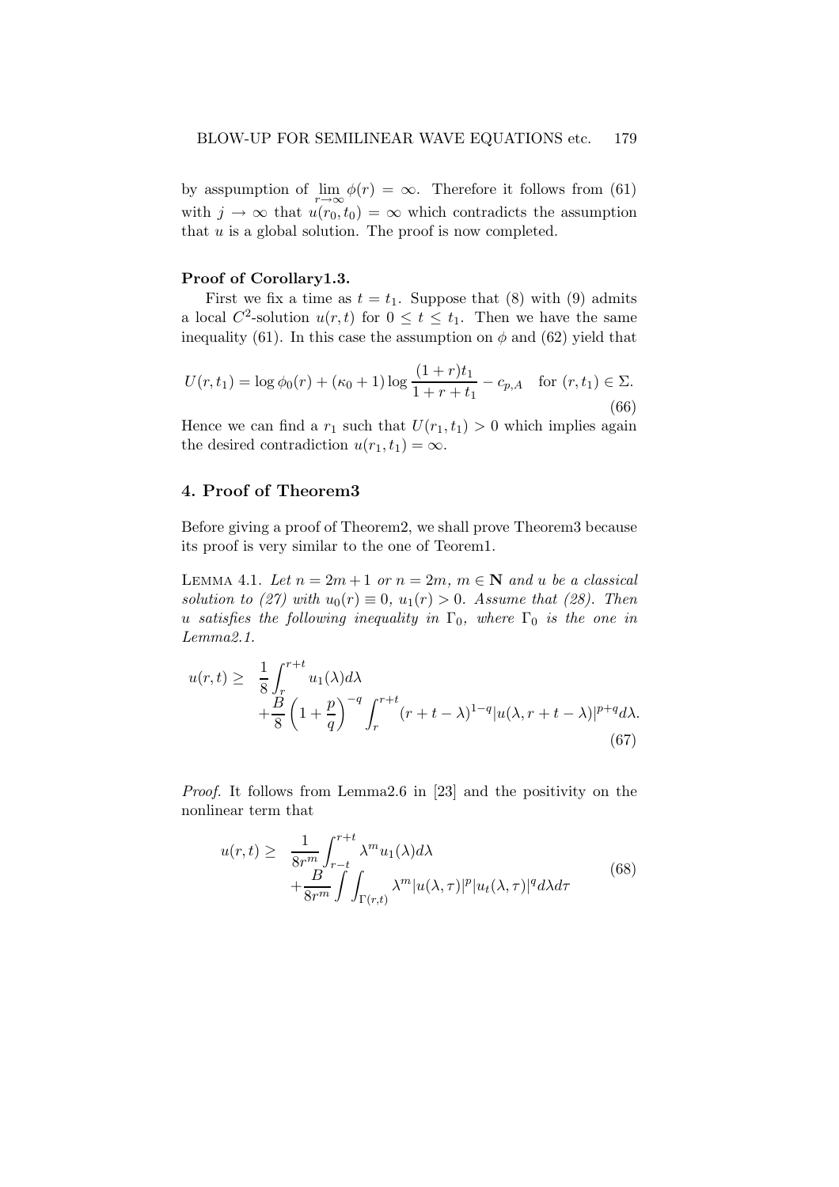by asspumption of $\lim_{r\to\infty} \phi(r) = \infty$. Therefore it follows from (61) with $j \to \infty$ that $u(r_0, t_0) = \infty$ which contradicts the assumption that $u$ is a global solution. The proof is now completed.

**Proof of Corollary1.3.**

First we fix a time as $t = t_1$. Suppose that (8) with (9) admits a local $C^2$-solution $u(r,t)$ for $0 \le t \le t_1$. Then we have the same inequality (61). In this case the assumption on $\phi$ and (62) yield that

$$U(r,t_1) = \log \phi_0(r) + (\kappa_0 + 1)\log \frac{(1+r)t_1}{1+r+t_1} - c_{p,A} \quad \text{for } (r,t_1) \in \Sigma. \tag{66}$$

Hence we can find a $r_1$ such that $U(r_1,t_1) > 0$ which implies again the desired contradiction $u(r_1,t_1) = \infty$.

## 4. Proof of Theorem3

Before giving a proof of Theorem2, we shall prove Theorem3 because its proof is very similar to the one of Teorem1.

LEMMA 4.1. *Let $n = 2m+1$ or $n = 2m$, $m \in \mathbf{N}$ and $u$ be a classical solution to (27) with $u_0(r) \equiv 0$, $u_1(r) > 0$. Assume that (28). Then $u$ satisfies the following inequality in $\Gamma_0$, where $\Gamma_0$ is the one in Lemma2.1.*

$$\begin{aligned} u(r,t) \ge \ & \frac{1}{8}\int_r^{r+t} u_1(\lambda)d\lambda \\ & + \frac{B}{8}\left(1+\frac{p}{q}\right)^{-q}\int_r^{r+t}(r+t-\lambda)^{1-q}|u(\lambda, r+t-\lambda)|^{p+q}d\lambda. \end{aligned} \tag{67}$$

*Proof.* It follows from Lemma2.6 in [23] and the positivity on the nonlinear term that

$$\begin{aligned} u(r,t) \ge \ & \frac{1}{8r^m}\int_{r-t}^{r+t} \lambda^m u_1(\lambda)d\lambda \\ & + \frac{B}{8r^m}\int\int_{\Gamma(r,t)} \lambda^m |u(\lambda,\tau)|^p |u_t(\lambda,\tau)|^q d\lambda d\tau \end{aligned} \tag{68}$$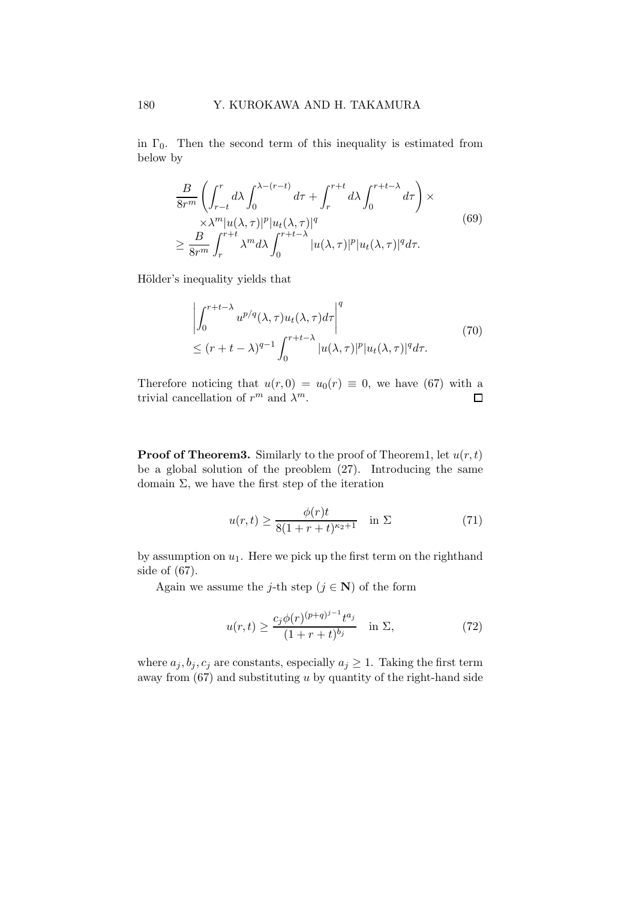in $\Gamma_0$. Then the second term of this inequality is estimated from below by

$$
\begin{aligned}
&\frac{B}{8r^m}\left(\int_{r-t}^{r} d\lambda \int_0^{\lambda-(r-t)} d\tau + \int_r^{r+t} d\lambda \int_0^{r+t-\lambda} d\tau\right) \times \\
&\quad \times \lambda^m |u(\lambda,\tau)|^p |u_t(\lambda,\tau)|^q \\
&\geq \frac{B}{8r^m}\int_r^{r+t} \lambda^m d\lambda \int_0^{r+t-\lambda} |u(\lambda,\tau)|^p |u_t(\lambda,\tau)|^q d\tau.
\end{aligned}
\tag{69}
$$

Hölder's inequality yields that

$$
\begin{aligned}
&\left| \int_0^{r+t-\lambda} u^{p/q}(\lambda,\tau) u_t(\lambda,\tau) d\tau \right|^q \\
&\leq (r+t-\lambda)^{q-1} \int_0^{r+t-\lambda} |u(\lambda,\tau)|^p |u_t(\lambda,\tau)|^q d\tau.
\end{aligned}
\tag{70}
$$

Therefore noticing that $u(r,0) = u_0(r) \equiv 0$, we have (67) with a trivial cancellation of $r^m$ and $\lambda^m$. □

**Proof of Theorem3.** Similarly to the proof of Theorem1, let $u(r,t)$ be a global solution of the preoblem (27). Introducing the same domain $\Sigma$, we have the first step of the iteration

$$
u(r,t) \geq \frac{\phi(r)t}{8(1+r+t)^{\kappa_2+1}} \quad \text{in } \Sigma \tag{71}
$$

by assumption on $u_1$. Here we pick up the first term on the righthand side of (67).

Again we assume the $j$-th step ($j \in \mathbf{N}$) of the form

$$
u(r,t) \geq \frac{c_j \phi(r)^{(p+q)^{j-1}} t^{a_j}}{(1+r+t)^{b_j}} \quad \text{in } \Sigma, \tag{72}
$$

where $a_j, b_j, c_j$ are constants, especially $a_j \geq 1$. Taking the first term away from (67) and substituting $u$ by quantity of the right-hand side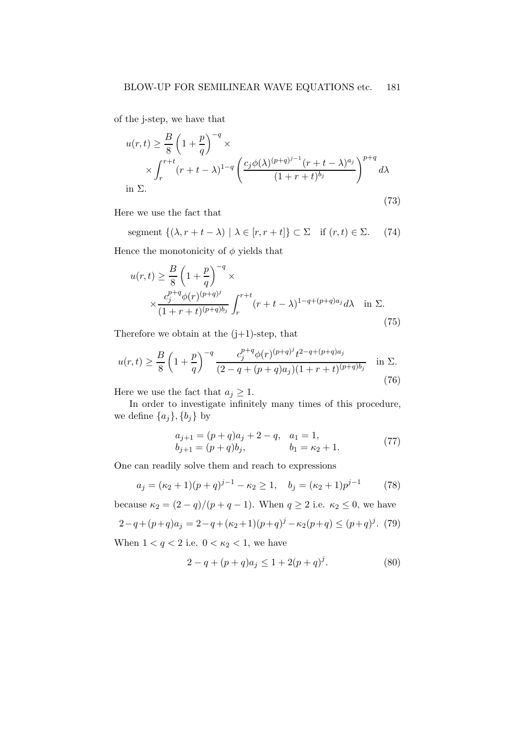of the j-step, we have that

$$
\begin{aligned}
u(r,t) \geq & \frac{B}{8}\left(1+\frac{p}{q}\right)^{-q} \times \\
& \times \int_r^{r+t} (r+t-\lambda)^{1-q} \left( \frac{c_j \phi(\lambda)^{(p+q)^{j-1}} (r+t-\lambda)^{a_j}}{(1+r+t)^{b_j}} \right)^{p+q} d\lambda \\
\text{in } \Sigma.
\end{aligned}
\tag{73}
$$

Here we use the fact that

$$
\text{segment } \{(\lambda, r+t-\lambda) \mid \lambda \in [r, r+t]\} \subset \Sigma \quad \text{if } (r,t) \in \Sigma. \tag{74}
$$

Hence the monotonicity of $\phi$ yields that

$$
\begin{aligned}
u(r,t) \geq & \frac{B}{8}\left(1+\frac{p}{q}\right)^{-q} \times \\
& \times \frac{c_j^{p+q} \phi(r)^{(p+q)^j}}{(1+r+t)^{(p+q)b_j}} \int_r^{r+t} (r+t-\lambda)^{1-q+(p+q)a_j} d\lambda \quad \text{in } \Sigma.
\end{aligned}
\tag{75}
$$

Therefore we obtain at the (j+1)-step, that

$$
u(r,t) \geq \frac{B}{8}\left(1+\frac{p}{q}\right)^{-q} \frac{c_j^{p+q} \phi(r)^{(p+q)^j} t^{2-q+(p+q)a_j}}{(2-q+(p+q)a_j)(1+r+t)^{(p+q)b_j}} \quad \text{in } \Sigma. \tag{76}
$$

Here we use the fact that $a_j \geq 1$.

In order to investigate infinitely many times of this procedure, we define $\{a_j\}, \{b_j\}$ by

$$
\begin{aligned}
a_{j+1} &= (p+q)a_j + 2 - q, \quad a_1 = 1, \\
b_{j+1} &= (p+q)b_j, \qquad\qquad\; b_1 = \kappa_2 + 1.
\end{aligned}
\tag{77}
$$

One can readily solve them and reach to expressions

$$
a_j = (\kappa_2+1)(p+q)^{j-1} - \kappa_2 \geq 1, \quad b_j = (\kappa_2+1)p^{j-1} \tag{78}
$$

because $\kappa_2 = (2-q)/(p+q-1)$. When $q \geq 2$ i.e. $\kappa_2 \leq 0$, we have

$$
2-q+(p+q)a_j = 2-q+(\kappa_2+1)(p+q)^j - \kappa_2(p+q) \leq (p+q)^j. \tag{79}
$$

When $1 < q < 2$ i.e. $0 < \kappa_2 < 1$, we have

$$
2-q+(p+q)a_j \leq 1 + 2(p+q)^j. \tag{80}
$$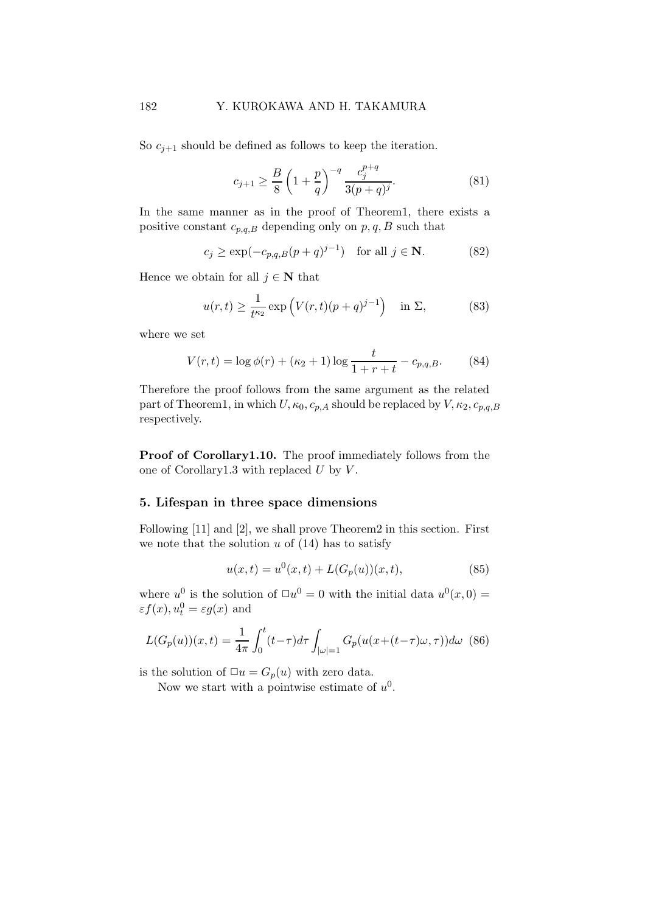So $c_{j+1}$ should be defined as follows to keep the iteration.

$$c_{j+1} \geq \frac{B}{8}\left(1+\frac{p}{q}\right)^{-q}\frac{c_j^{p+q}}{3(p+q)^j}. \tag{81}$$

In the same manner as in the proof of Theorem1, there exists a positive constant $c_{p,q,B}$ depending only on $p, q, B$ such that

$$c_j \geq \exp(-c_{p,q,B}(p+q)^{j-1}) \quad \text{for all } j \in \mathbf{N}. \tag{82}$$

Hence we obtain for all $j \in \mathbf{N}$ that

$$u(r,t) \geq \frac{1}{t^{\kappa_2}}\exp\left(V(r,t)(p+q)^{j-1}\right) \quad \text{in } \Sigma, \tag{83}$$

where we set

$$V(r,t) = \log\phi(r) + (\kappa_2+1)\log\frac{t}{1+r+t} - c_{p,q,B}. \tag{84}$$

Therefore the proof follows from the same argument as the related part of Theorem1, in which $U, \kappa_0, c_{p,A}$ should be replaced by $V, \kappa_2, c_{p,q,B}$ respectively.

**Proof of Corollary1.10.** The proof immediately follows from the one of Corollary1.3 with replaced $U$ by $V$.

### 5. Lifespan in three space dimensions

Following [11] and [2], we shall prove Theorem2 in this section. First we note that the solution $u$ of (14) has to satisfy

$$u(x,t) = u^0(x,t) + L(G_p(u))(x,t), \tag{85}$$

where $u^0$ is the solution of $\square u^0 = 0$ with the initial data $u^0(x,0) = \varepsilon f(x), u_t^0 = \varepsilon g(x)$ and

$$L(G_p(u))(x,t) = \frac{1}{4\pi}\int_0^t (t-\tau)d\tau \int_{|\omega|=1} G_p(u(x+(t-\tau)\omega,\tau))d\omega \tag{86}$$

is the solution of $\square u = G_p(u)$ with zero data.

Now we start with a pointwise estimate of $u^0$.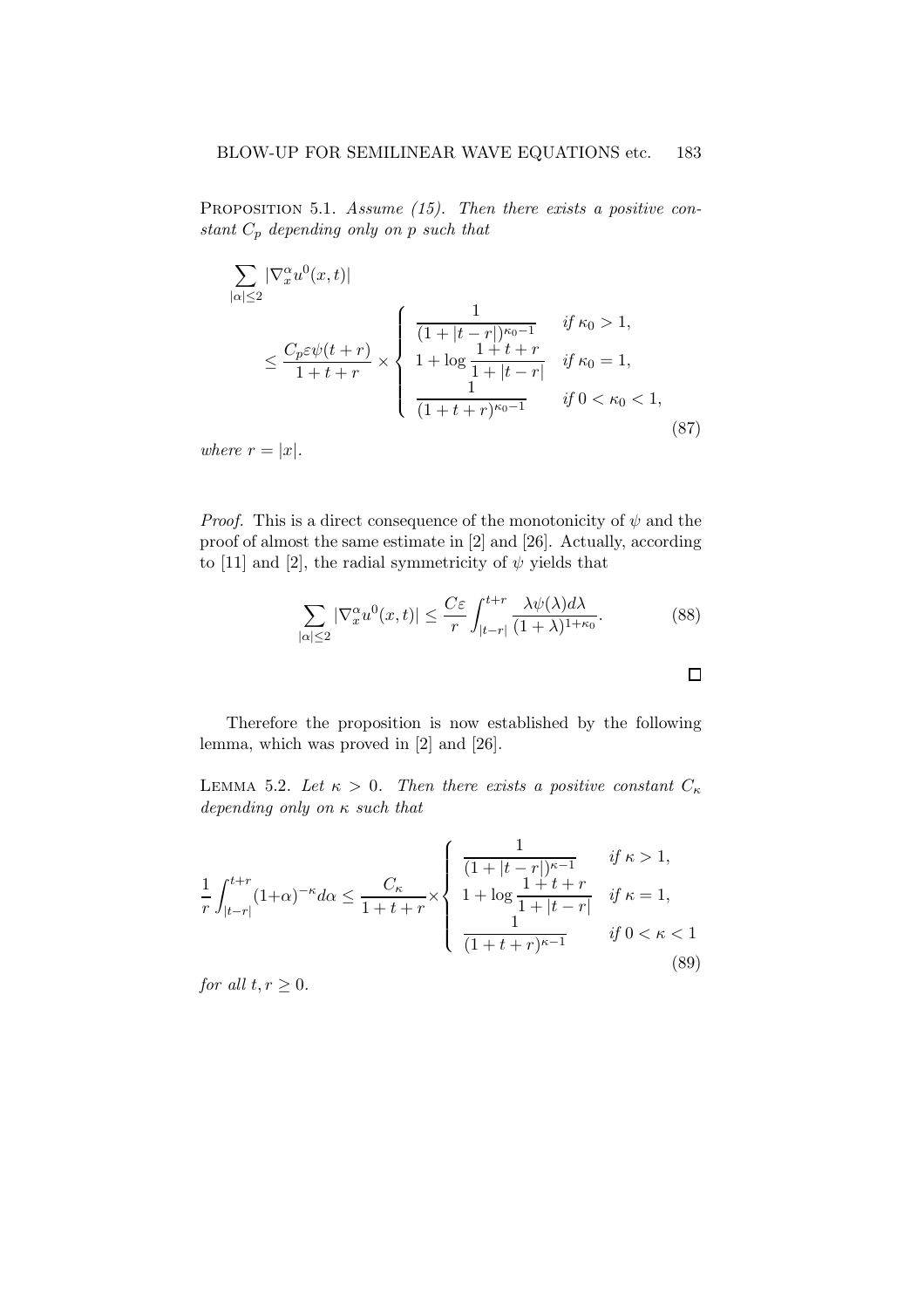Proposition 5.1. *Assume (15). Then there exists a positive constant $C_p$ depending only on $p$ such that*

$$
\sum_{|\alpha|\le 2} |\nabla_x^\alpha u^0(x,t)| \le \frac{C_p\varepsilon\psi(t+r)}{1+t+r}\times\begin{cases} \dfrac{1}{(1+|t-r|)^{\kappa_0-1}} & \text{if } \kappa_0>1,\\ 1+\log\dfrac{1+t+r}{1+|t-r|} & \text{if } \kappa_0=1,\\ \dfrac{1}{(1+t+r)^{\kappa_0-1}} & \text{if } 0<\kappa_0<1, \end{cases} \tag{87}
$$

*where $r=|x|$.*

*Proof.* This is a direct consequence of the monotonicity of $\psi$ and the proof of almost the same estimate in [2] and [26]. Actually, according to [11] and [2], the radial symmetricity of $\psi$ yields that

$$
\sum_{|\alpha|\le 2} |\nabla_x^\alpha u^0(x,t)| \le \frac{C\varepsilon}{r}\int_{|t-r|}^{t+r}\frac{\lambda\psi(\lambda)d\lambda}{(1+\lambda)^{1+\kappa_0}}. \tag{88}
$$

□

Therefore the proposition is now established by the following lemma, which was proved in [2] and [26].

Lemma 5.2. *Let $\kappa>0$. Then there exists a positive constant $C_\kappa$ depending only on $\kappa$ such that*

$$
\frac{1}{r}\int_{|t-r|}^{t+r}(1+\alpha)^{-\kappa}d\alpha \le \frac{C_\kappa}{1+t+r}\times\begin{cases} \dfrac{1}{(1+|t-r|)^{\kappa-1}} & \text{if } \kappa>1,\\ 1+\log\dfrac{1+t+r}{1+|t-r|} & \text{if } \kappa=1,\\ \dfrac{1}{(1+t+r)^{\kappa-1}} & \text{if } 0<\kappa<1 \end{cases} \tag{89}
$$

*for all $t,r\ge 0$.*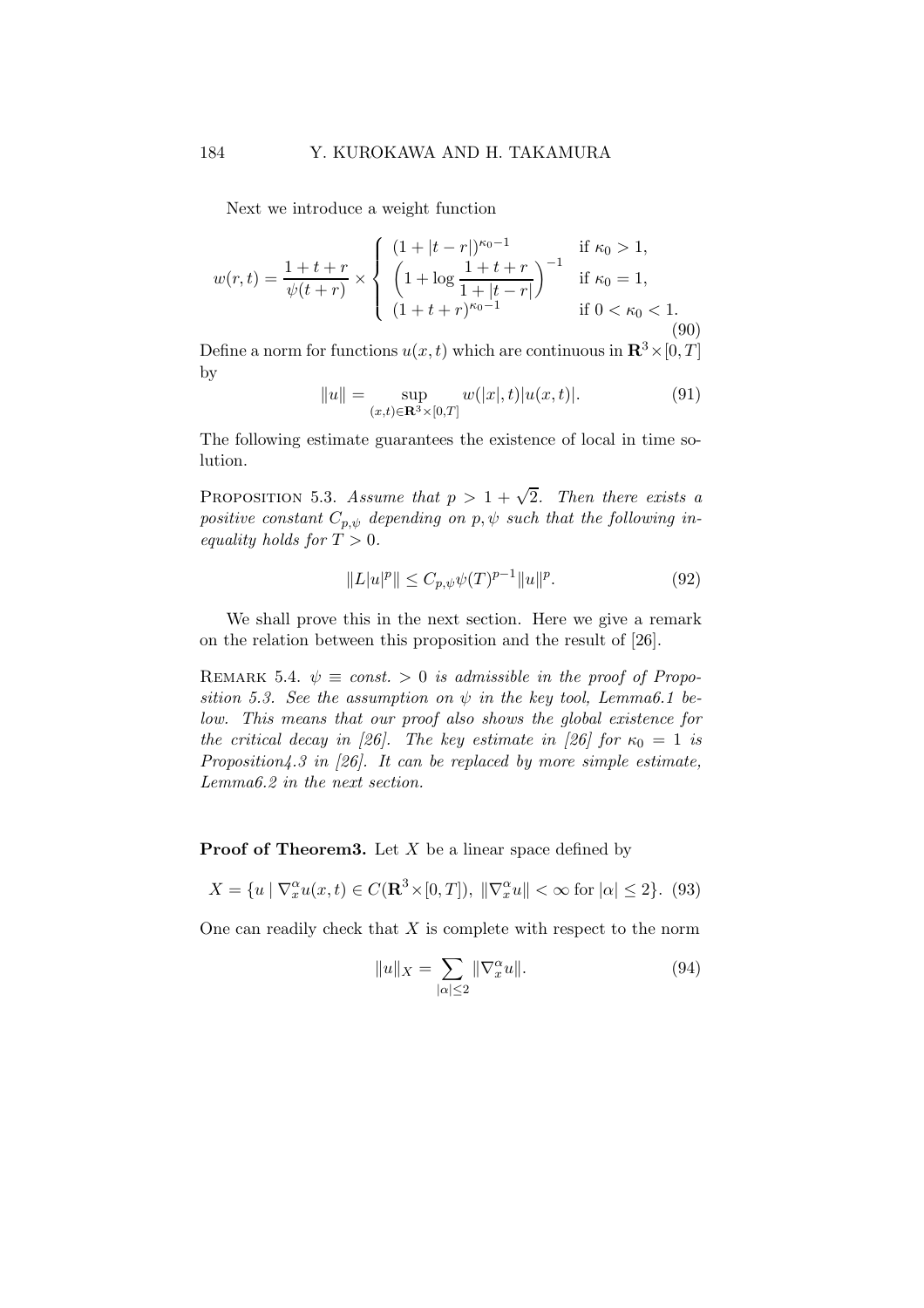Next we introduce a weight function

$$w(r,t)=\frac{1+t+r}{\psi(t+r)}\times\left\{\begin{array}{ll}(1+|t-r|)^{\kappa_0-1} & \text{if } \kappa_0>1,\\ \left(1+\log\dfrac{1+t+r}{1+|t-r|}\right)^{-1} & \text{if } \kappa_0=1,\\ (1+t+r)^{\kappa_0-1} & \text{if } 0<\kappa_0<1.\end{array}\right. \tag{90}$$

Define a norm for functions $u(x,t)$ which are continuous in $\mathbf{R}^3\times[0,T]$ by

$$\|u\|=\sup_{(x,t)\in\mathbf{R}^3\times[0,T]} w(|x|,t)|u(x,t)|. \tag{91}$$

The following estimate guarantees the existence of local in time solution.

PROPOSITION 5.3. *Assume that $p>1+\sqrt{2}$. Then there exists a positive constant $C_{p,\psi}$ depending on $p,\psi$ such that the following inequality holds for $T>0$.*

$$\|L|u|^p\|\le C_{p,\psi}\psi(T)^{p-1}\|u\|^p. \tag{92}$$

We shall prove this in the next section. Here we give a remark on the relation between this proposition and the result of [26].

REMARK 5.4. *$\psi\equiv const.>0$ is admissible in the proof of Proposition 5.3. See the assumption on $\psi$ in the key tool, Lemma6.1 below. This means that our proof also shows the global existence for the critical decay in [26]. The key estimate in [26] for $\kappa_0=1$ is Proposition4.3 in [26]. It can be replaced by more simple estimate, Lemma6.2 in the next section.*

**Proof of Theorem3.** Let $X$ be a linear space defined by

$$X=\{u\mid \nabla_x^\alpha u(x,t)\in C(\mathbf{R}^3\times[0,T]),\ \|\nabla_x^\alpha u\|<\infty \text{ for } |\alpha|\le 2\}. \tag{93}$$

One can readily check that $X$ is complete with respect to the norm

$$\|u\|_X=\sum_{|\alpha|\le 2}\|\nabla_x^\alpha u\|. \tag{94}$$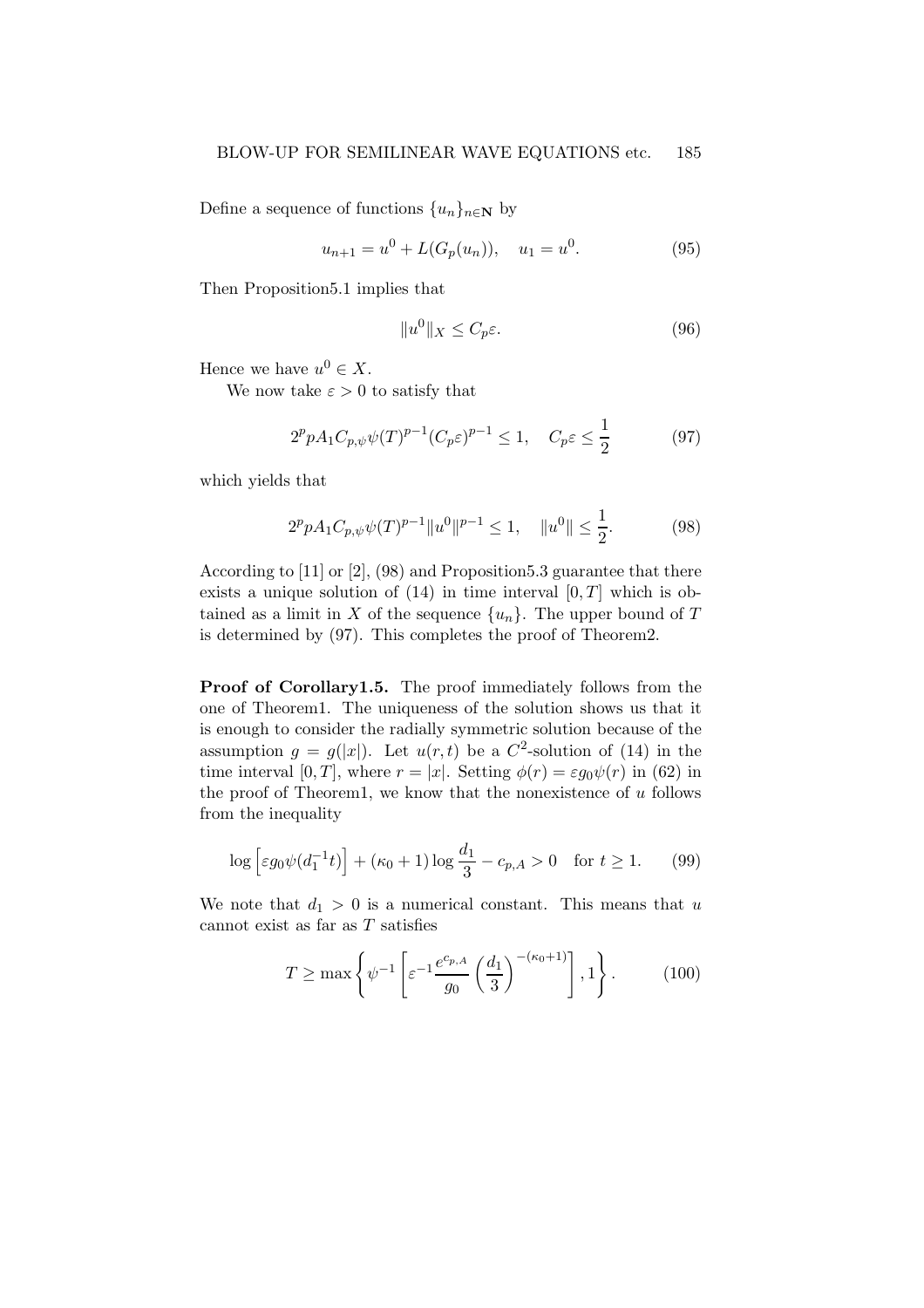Define a sequence of functions $\{u_n\}_{n\in\mathbf{N}}$ by

$$u_{n+1} = u^0 + L(G_p(u_n)), \quad u_1 = u^0. \tag{95}$$

Then Proposition5.1 implies that

$$\|u^0\|_X \le C_p\varepsilon. \tag{96}$$

Hence we have $u^0 \in X$.

We now take $\varepsilon > 0$ to satisfy that

$$2^p p A_1 C_{p,\psi}\psi(T)^{p-1}(C_p\varepsilon)^{p-1} \le 1, \quad C_p\varepsilon \le \frac{1}{2} \tag{97}$$

which yields that

$$2^p p A_1 C_{p,\psi}\psi(T)^{p-1}\|u^0\|^{p-1} \le 1, \quad \|u^0\| \le \frac{1}{2}. \tag{98}$$

According to [11] or [2], (98) and Proposition5.3 guarantee that there exists a unique solution of (14) in time interval $[0,T]$ which is obtained as a limit in $X$ of the sequence $\{u_n\}$. The upper bound of $T$ is determined by (97). This completes the proof of Theorem2.

**Proof of Corollary1.5.** The proof immediately follows from the one of Theorem1. The uniqueness of the solution shows us that it is enough to consider the radially symmetric solution because of the assumption $g = g(|x|)$. Let $u(r,t)$ be a $C^2$-solution of (14) in the time interval $[0,T]$, where $r = |x|$. Setting $\phi(r) = \varepsilon g_0\psi(r)$ in (62) in the proof of Theorem1, we know that the nonexistence of $u$ follows from the inequality

$$\log\left[\varepsilon g_0\psi(d_1^{-1}t)\right] + (\kappa_0+1)\log\frac{d_1}{3} - c_{p,A} > 0 \quad \text{for } t \ge 1. \tag{99}$$

We note that $d_1 > 0$ is a numerical constant. This means that $u$ cannot exist as far as $T$ satisfies

$$T \ge \max\left\{\psi^{-1}\left[\varepsilon^{-1}\frac{e^{c_{p,A}}}{g_0}\left(\frac{d_1}{3}\right)^{-(\kappa_0+1)}\right], 1\right\}. \tag{100}$$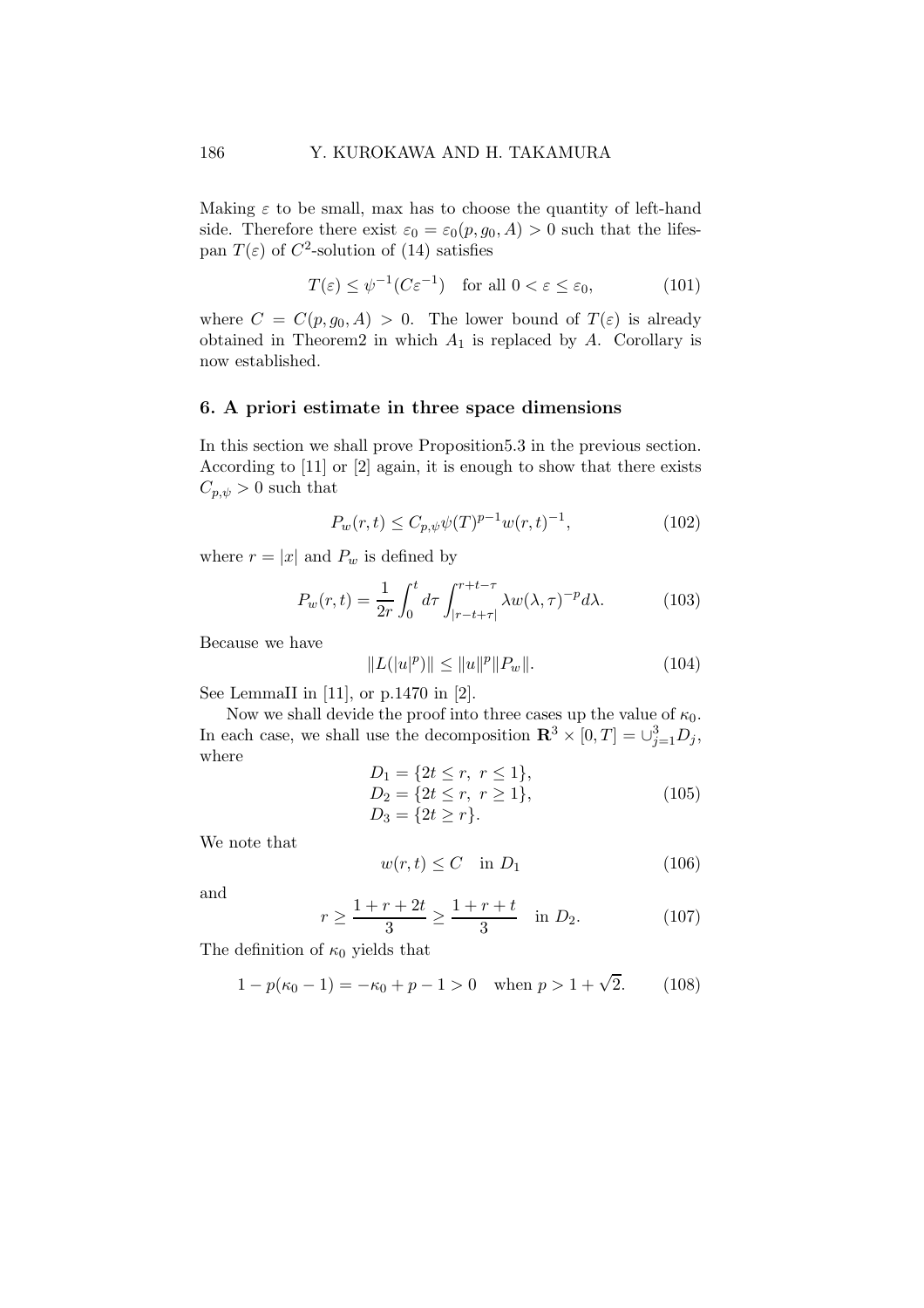Making $\varepsilon$ to be small, max has to choose the quantity of left-hand side. Therefore there exist $\varepsilon_0 = \varepsilon_0(p, g_0, A) > 0$ such that the lifespan $T(\varepsilon)$ of $C^2$-solution of (14) satisfies

$$T(\varepsilon) \leq \psi^{-1}(C\varepsilon^{-1}) \quad \text{for all } 0 < \varepsilon \leq \varepsilon_0, \tag{101}$$

where $C = C(p, g_0, A) > 0$. The lower bound of $T(\varepsilon)$ is already obtained in Theorem2 in which $A_1$ is replaced by $A$. Corollary is now established.

## 6. A priori estimate in three space dimensions

In this section we shall prove Proposition5.3 in the previous section. According to [11] or [2] again, it is enough to show that there exists $C_{p,\psi} > 0$ such that

$$P_w(r,t) \leq C_{p,\psi}\psi(T)^{p-1}w(r,t)^{-1}, \tag{102}$$

where $r = |x|$ and $P_w$ is defined by

$$P_w(r,t) = \frac{1}{2r}\int_0^t d\tau \int_{|r-t+\tau|}^{r+t-\tau} \lambda w(\lambda,\tau)^{-p} d\lambda. \tag{103}$$

Because we have

$$\|L(|u|^p)\| \leq \|u\|^p \|P_w\|. \tag{104}$$

See LemmaII in [11], or p.1470 in [2].

Now we shall devide the proof into three cases up the value of $\kappa_0$. In each case, we shall use the decomposition $\mathbf{R}^3 \times [0,T] = \cup_{j=1}^3 D_j$, where

$$\begin{aligned} D_1 &= \{2t \leq r,\ r \leq 1\}, \\ D_2 &= \{2t \leq r,\ r \geq 1\}, \\ D_3 &= \{2t \geq r\}. \end{aligned} \tag{105}$$

We note that

$$w(r,t) \leq C \quad \text{in } D_1 \tag{106}$$

and

$$r \geq \frac{1+r+2t}{3} \geq \frac{1+r+t}{3} \quad \text{in } D_2. \tag{107}$$

The definition of $\kappa_0$ yields that

$$1 - p(\kappa_0 - 1) = -\kappa_0 + p - 1 > 0 \quad \text{when } p > 1 + \sqrt{2}. \tag{108}$$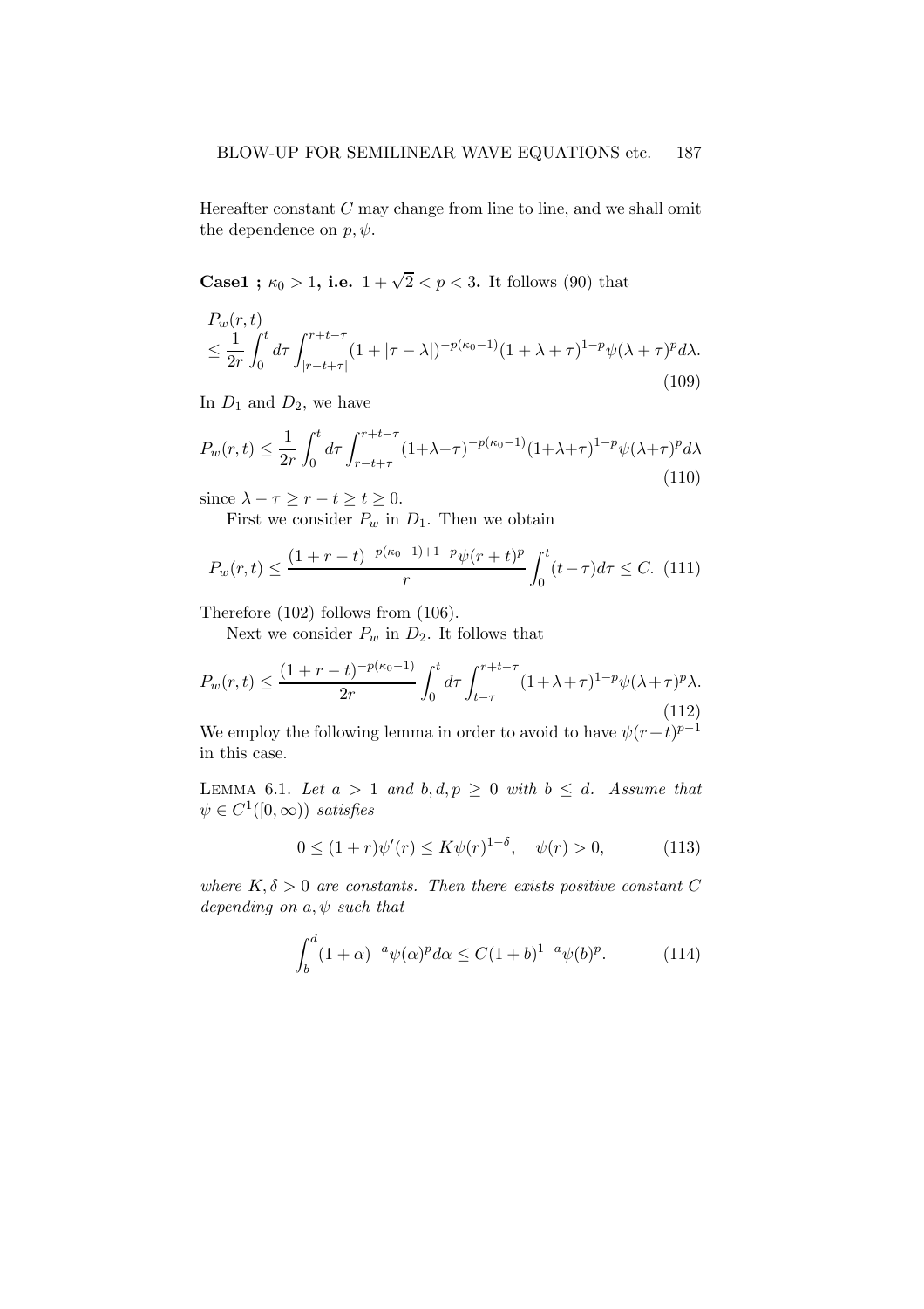Hereafter constant $C$ may change from line to line, and we shall omit the dependence on $p, \psi$.

**Case1 ; $\kappa_0 > 1$, i.e. $1 + \sqrt{2} < p < 3$.** It follows (90) that

$$
\begin{aligned}
&P_w(r,t) \\
&\leq \frac{1}{2r}\int_0^t d\tau \int_{|r-t+\tau|}^{r+t-\tau} (1+|\tau-\lambda|)^{-p(\kappa_0-1)}(1+\lambda+\tau)^{1-p}\psi(\lambda+\tau)^p d\lambda.
\end{aligned}
\tag{109}
$$

In $D_1$ and $D_2$, we have

$$
P_w(r,t) \leq \frac{1}{2r}\int_0^t d\tau \int_{r-t+\tau}^{r+t-\tau} (1+\lambda-\tau)^{-p(\kappa_0-1)}(1+\lambda+\tau)^{1-p}\psi(\lambda+\tau)^p d\lambda
\tag{110}
$$

since $\lambda - \tau \geq r - t \geq t \geq 0$.

First we consider $P_w$ in $D_1$. Then we obtain

$$
P_w(r,t) \leq \frac{(1+r-t)^{-p(\kappa_0-1)+1-p}\psi(r+t)^p}{r}\int_0^t (t-\tau)d\tau \leq C. \tag{111}
$$

Therefore (102) follows from (106).

Next we consider $P_w$ in $D_2$. It follows that

$$
P_w(r,t) \leq \frac{(1+r-t)^{-p(\kappa_0-1)}}{2r}\int_0^t d\tau \int_{t-\tau}^{r+t-\tau} (1+\lambda+\tau)^{1-p}\psi(\lambda+\tau)^p \lambda.
\tag{112}
$$

We employ the following lemma in order to avoid to have $\psi(r+t)^{p-1}$ in this case.

LEMMA 6.1. *Let $a > 1$ and $b, d, p \geq 0$ with $b \leq d$. Assume that $\psi \in C^1([0,\infty))$ satisfies*

$$
0 \leq (1+r)\psi'(r) \leq K\psi(r)^{1-\delta}, \quad \psi(r) > 0, \tag{113}
$$

*where $K, \delta > 0$ are constants. Then there exists positive constant $C$ depending on $a, \psi$ such that*

$$
\int_b^d (1+\alpha)^{-a}\psi(\alpha)^p d\alpha \leq C(1+b)^{1-a}\psi(b)^p. \tag{114}
$$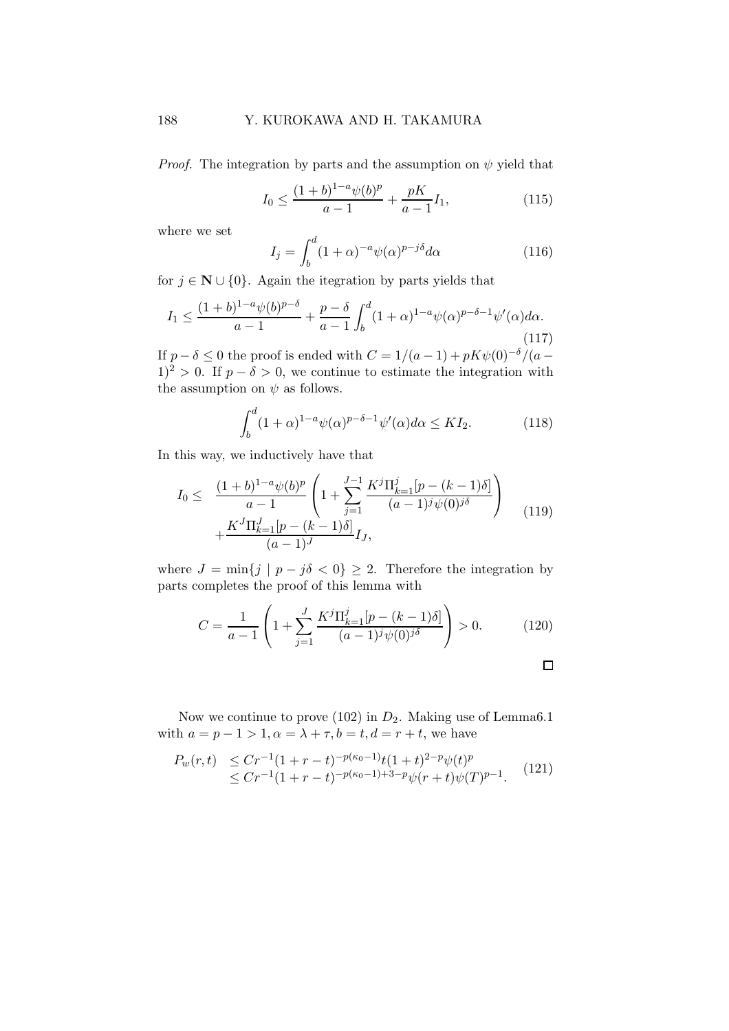*Proof.* The integration by parts and the assumption on $\psi$ yield that

$$I_0 \leq \frac{(1+b)^{1-a}\psi(b)^p}{a-1} + \frac{pK}{a-1}I_1, \tag{115}$$

where we set

$$I_j = \int_b^d (1+\alpha)^{-a}\psi(\alpha)^{p-j\delta}d\alpha \tag{116}$$

for $j \in \mathbf{N} \cup \{0\}$. Again the itegration by parts yields that

$$I_1 \leq \frac{(1+b)^{1-a}\psi(b)^{p-\delta}}{a-1} + \frac{p-\delta}{a-1}\int_b^d (1+\alpha)^{1-a}\psi(\alpha)^{p-\delta-1}\psi'(\alpha)d\alpha. \tag{117}$$

If $p - \delta \leq 0$ the proof is ended with $C = 1/(a-1) + pK\psi(0)^{-\delta}/(a-1)^2 > 0$. If $p - \delta > 0$, we continue to estimate the integration with the assumption on $\psi$ as follows.

$$\int_b^d (1+\alpha)^{1-a}\psi(\alpha)^{p-\delta-1}\psi'(\alpha)d\alpha \leq KI_2. \tag{118}$$

In this way, we inductively have that

$$\begin{aligned} I_0 \leq \quad & \frac{(1+b)^{1-a}\psi(b)^p}{a-1}\left(1 + \sum_{j=1}^{J-1}\frac{K^j\Pi_{k=1}^j[p-(k-1)\delta]}{(a-1)^j\psi(0)^{j\delta}}\right) \\ & + \frac{K^J\Pi_{k=1}^J[p-(k-1)\delta]}{(a-1)^J}I_J, \end{aligned} \tag{119}$$

where $J = \min\{j \mid p - j\delta < 0\} \geq 2$. Therefore the integration by parts completes the proof of this lemma with

$$C = \frac{1}{a-1}\left(1 + \sum_{j=1}^{J}\frac{K^j\Pi_{k=1}^j[p-(k-1)\delta]}{(a-1)^j\psi(0)^{j\delta}}\right) > 0. \tag{120}$$

□

Now we continue to prove (102) in $D_2$. Making use of Lemma6.1 with $a = p - 1 > 1, \alpha = \lambda + \tau, b = t, d = r + t$, we have

$$\begin{aligned} P_w(r,t) \quad & \leq Cr^{-1}(1+r-t)^{-p(\kappa_0-1)}t(1+t)^{2-p}\psi(t)^p \\ & \leq Cr^{-1}(1+r-t)^{-p(\kappa_0-1)+3-p}\psi(r+t)\psi(T)^{p-1}. \end{aligned} \tag{121}$$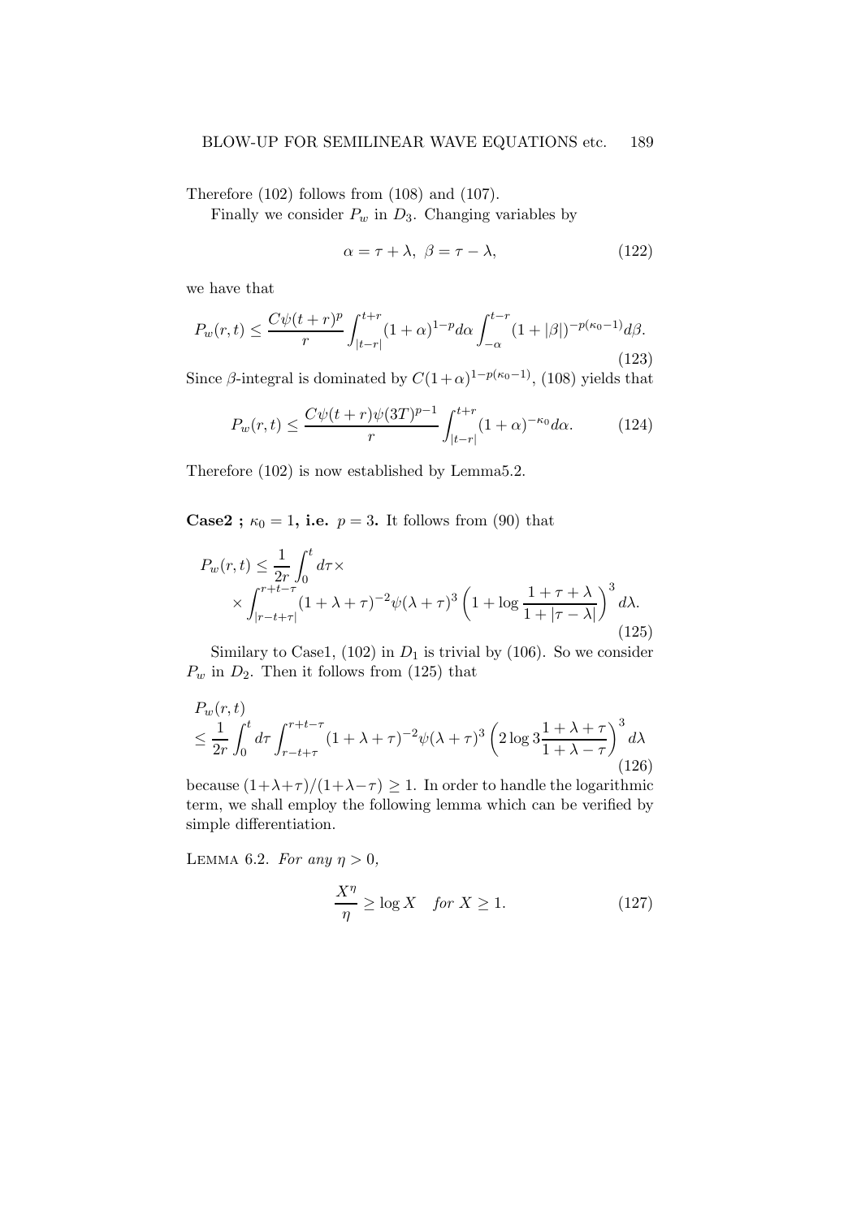Therefore (102) follows from (108) and (107).

Finally we consider $P_w$ in $D_3$. Changing variables by

$$\alpha = \tau + \lambda,\ \beta = \tau - \lambda, \tag{122}$$

we have that

$$P_w(r,t) \leq \frac{C\psi(t+r)^p}{r} \int_{|t-r|}^{t+r} (1+\alpha)^{1-p} d\alpha \int_{-\alpha}^{t-r} (1+|\beta|)^{-p(\kappa_0-1)} d\beta. \tag{123}$$

Since $\beta$-integral is dominated by $C(1+\alpha)^{1-p(\kappa_0-1)}$, (108) yields that

$$P_w(r,t) \leq \frac{C\psi(t+r)\psi(3T)^{p-1}}{r} \int_{|t-r|}^{t+r} (1+\alpha)^{-\kappa_0} d\alpha. \tag{124}$$

Therefore (102) is now established by Lemma5.2.

**Case2 ; $\kappa_0 = 1$, i.e. $p = 3$.** It follows from (90) that

$$P_w(r,t) \leq \frac{1}{2r}\int_0^t d\tau \times \\ \times \int_{|r-t+\tau|}^{r+t-\tau} (1+\lambda+\tau)^{-2}\psi(\lambda+\tau)^3 \left(1+\log\frac{1+\tau+\lambda}{1+|\tau-\lambda|}\right)^3 d\lambda. \tag{125}$$

Similary to Case1, (102) in $D_1$ is trivial by (106). So we consider $P_w$ in $D_2$. Then it follows from (125) that

$$P_w(r,t) \\ \leq \frac{1}{2r}\int_0^t d\tau \int_{r-t+\tau}^{r+t-\tau} (1+\lambda+\tau)^{-2}\psi(\lambda+\tau)^3 \left(2\log 3\frac{1+\lambda+\tau}{1+\lambda-\tau}\right)^3 d\lambda \tag{126}$$

because $(1+\lambda+\tau)/(1+\lambda-\tau) \geq 1$. In order to handle the logarithmic term, we shall employ the following lemma which can be verified by simple differentiation.

Lemma 6.2. *For any $\eta > 0$,*

$$\frac{X^\eta}{\eta} \geq \log X \quad \textit{for } X \geq 1. \tag{127}$$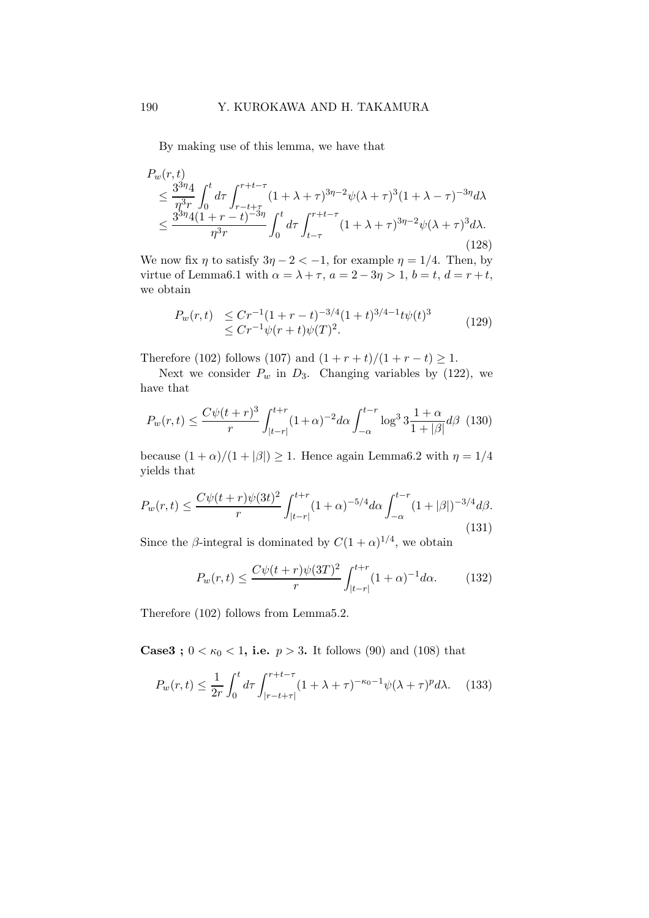By making use of this lemma, we have that

$$
\begin{aligned}
&P_w(r,t) \\
&\leq \frac{3^{3\eta}4}{\eta^3 r}\int_0^t d\tau \int_{r-t+\tau}^{r+t-\tau}(1+\lambda+\tau)^{3\eta-2}\psi(\lambda+\tau)^3(1+\lambda-\tau)^{-3\eta}d\lambda \\
&\leq \frac{3^{3\eta}4(1+r-t)^{-3\eta}}{\eta^3 r}\int_0^t d\tau \int_{t-\tau}^{r+t-\tau}(1+\lambda+\tau)^{3\eta-2}\psi(\lambda+\tau)^3 d\lambda.
\end{aligned}
\tag{128}
$$

We now fix $\eta$ to satisfy $3\eta-2<-1$, for example $\eta=1/4$. Then, by virtue of Lemma6.1 with $\alpha=\lambda+\tau$, $a=2-3\eta>1$, $b=t$, $d=r+t$, we obtain

$$
\begin{aligned}
P_w(r,t) &\leq Cr^{-1}(1+r-t)^{-3/4}(1+t)^{3/4-1}t\psi(t)^3 \\
&\leq Cr^{-1}\psi(r+t)\psi(T)^2.
\end{aligned}
\tag{129}
$$

Therefore (102) follows (107) and $(1+r+t)/(1+r-t)\geq 1$.

Next we consider $P_w$ in $D_3$. Changing variables by (122), we have that

$$
P_w(r,t)\leq \frac{C\psi(t+r)^3}{r}\int_{|t-r|}^{t+r}(1+\alpha)^{-2}d\alpha\int_{-\alpha}^{t-r}\log^3 3\frac{1+\alpha}{1+|\beta|}d\beta \tag{130}
$$

because $(1+\alpha)/(1+|\beta|)\geq 1$. Hence again Lemma6.2 with $\eta=1/4$ yields that

$$
P_w(r,t)\leq \frac{C\psi(t+r)\psi(3t)^2}{r}\int_{|t-r|}^{t+r}(1+\alpha)^{-5/4}d\alpha\int_{-\alpha}^{t-r}(1+|\beta|)^{-3/4}d\beta. \tag{131}
$$

Since the $\beta$-integral is dominated by $C(1+\alpha)^{1/4}$, we obtain

$$
P_w(r,t)\leq \frac{C\psi(t+r)\psi(3T)^2}{r}\int_{|t-r|}^{t+r}(1+\alpha)^{-1}d\alpha. \tag{132}
$$

Therefore (102) follows from Lemma5.2.

**Case3 ; $0<\kappa_0<1$, i.e. $p>3$.** It follows (90) and (108) that

$$
P_w(r,t)\leq \frac{1}{2r}\int_0^t d\tau\int_{|r-t+\tau|}^{r+t-\tau}(1+\lambda+\tau)^{-\kappa_0-1}\psi(\lambda+\tau)^p d\lambda. \tag{133}
$$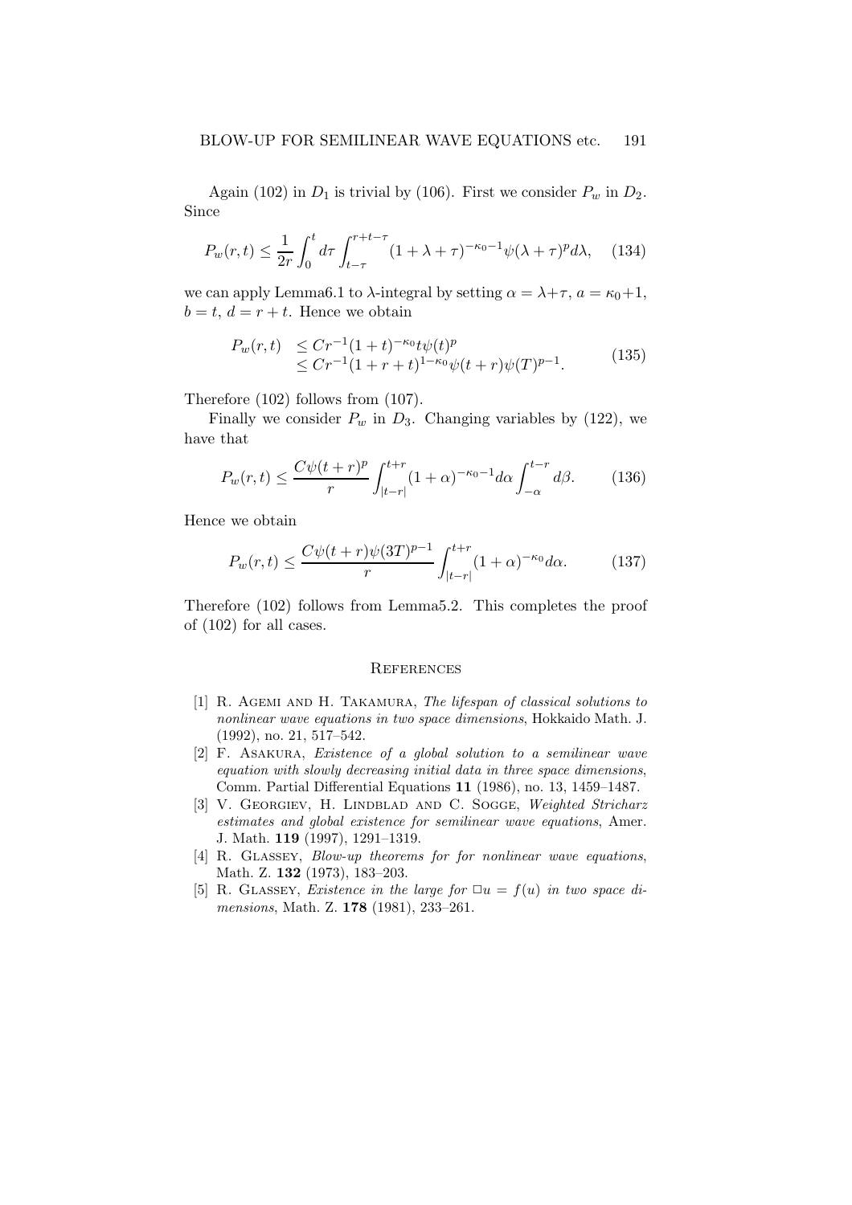Again (102) in $D_1$ is trivial by (106). First we consider $P_w$ in $D_2$. Since

$$P_w(r,t) \leq \frac{1}{2r}\int_0^t d\tau \int_{t-\tau}^{r+t-\tau} (1+\lambda+\tau)^{-\kappa_0-1}\psi(\lambda+\tau)^p d\lambda, \quad (134)$$

we can apply Lemma6.1 to $\lambda$-integral by setting $\alpha = \lambda+\tau$, $a = \kappa_0+1$, $b = t$, $d = r+t$. Hence we obtain

$$\begin{aligned} P_w(r,t) &\leq Cr^{-1}(1+t)^{-\kappa_0} t\psi(t)^p \\ &\leq Cr^{-1}(1+r+t)^{1-\kappa_0}\psi(t+r)\psi(T)^{p-1}. \end{aligned} \quad (135)$$

Therefore (102) follows from (107).

Finally we consider $P_w$ in $D_3$. Changing variables by (122), we have that

$$P_w(r,t) \leq \frac{C\psi(t+r)^p}{r}\int_{|t-r|}^{t+r}(1+\alpha)^{-\kappa_0-1}d\alpha \int_{-\alpha}^{t-r} d\beta. \quad (136)$$

Hence we obtain

$$P_w(r,t) \leq \frac{C\psi(t+r)\psi(3T)^{p-1}}{r}\int_{|t-r|}^{t+r}(1+\alpha)^{-\kappa_0}d\alpha. \quad (137)$$

Therefore (102) follows from Lemma5.2. This completes the proof of (102) for all cases.

## References

[1] R. Agemi and H. Takamura, *The lifespan of classical solutions to nonlinear wave equations in two space dimensions*, Hokkaido Math. J. (1992), no. 21, 517–542.

[2] F. Asakura, *Existence of a global solution to a semilinear wave equation with slowly decreasing initial data in three space dimensions*, Comm. Partial Differential Equations **11** (1986), no. 13, 1459–1487.

[3] V. Georgiev, H. Lindblad and C. Sogge, *Weighted Stricharz estimates and global existence for semilinear wave equations*, Amer. J. Math. **119** (1997), 1291–1319.

[4] R. Glassey, *Blow-up theorems for for nonlinear wave equations*, Math. Z. **132** (1973), 183–203.

[5] R. Glassey, *Existence in the large for $\Box u = f(u)$ in two space dimensions*, Math. Z. **178** (1981), 233–261.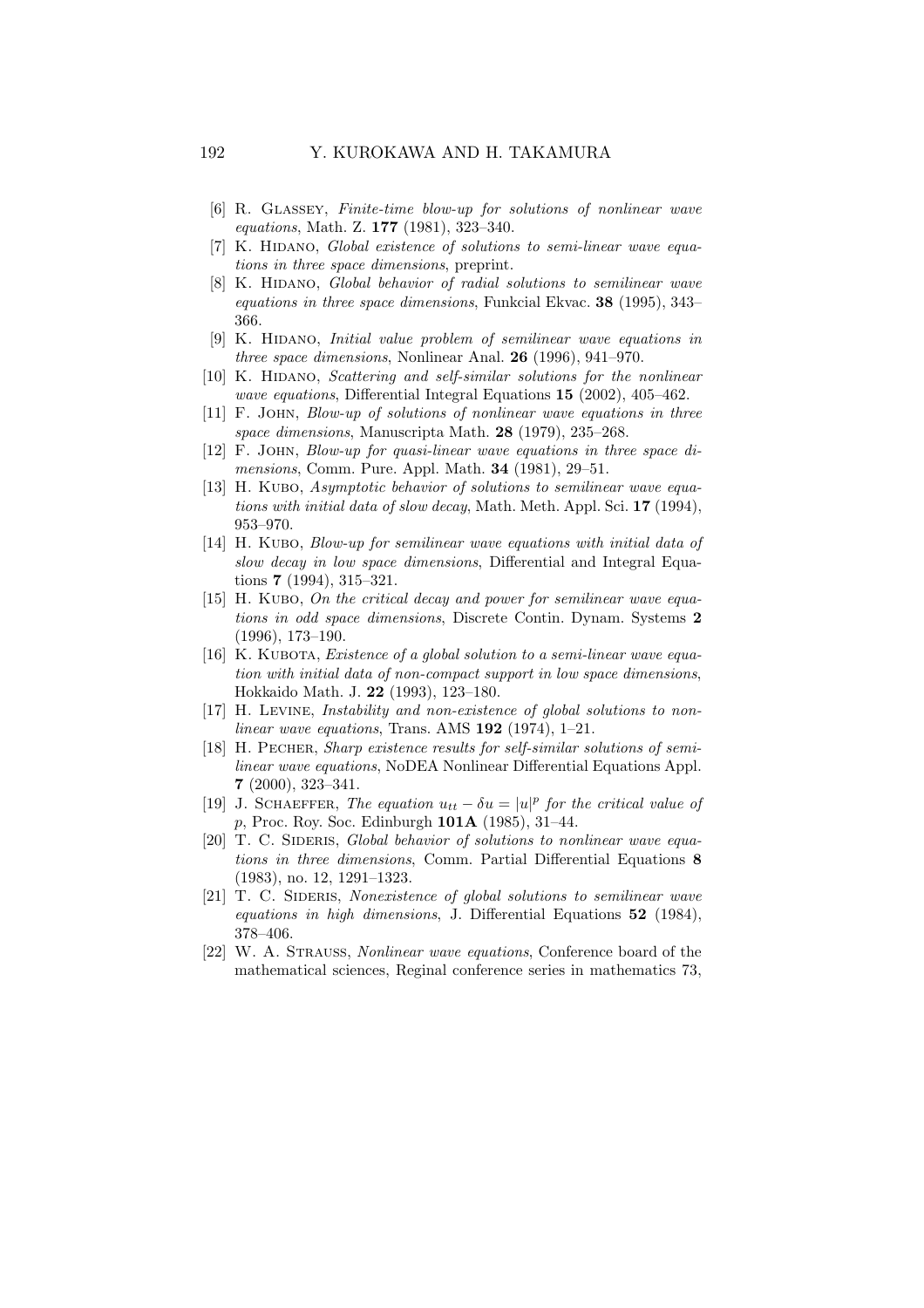[6] R. Glassey, *Finite-time blow-up for solutions of nonlinear wave equations*, Math. Z. **177** (1981), 323–340.

[7] K. Hidano, *Global existence of solutions to semi-linear wave equations in three space dimensions*, preprint.

[8] K. Hidano, *Global behavior of radial solutions to semilinear wave equations in three space dimensions*, Funkcial Ekvac. **38** (1995), 343–366.

[9] K. Hidano, *Initial value problem of semilinear wave equations in three space dimensions*, Nonlinear Anal. **26** (1996), 941–970.

[10] K. Hidano, *Scattering and self-similar solutions for the nonlinear wave equations*, Differential Integral Equations **15** (2002), 405–462.

[11] F. John, *Blow-up of solutions of nonlinear wave equations in three space dimensions*, Manuscripta Math. **28** (1979), 235–268.

[12] F. John, *Blow-up for quasi-linear wave equations in three space dimensions*, Comm. Pure. Appl. Math. **34** (1981), 29–51.

[13] H. Kubo, *Asymptotic behavior of solutions to semilinear wave equations with initial data of slow decay*, Math. Meth. Appl. Sci. **17** (1994), 953–970.

[14] H. Kubo, *Blow-up for semilinear wave equations with initial data of slow decay in low space dimensions*, Differential and Integral Equations **7** (1994), 315–321.

[15] H. Kubo, *On the critical decay and power for semilinear wave equations in odd space dimensions*, Discrete Contin. Dynam. Systems **2** (1996), 173–190.

[16] K. Kubota, *Existence of a global solution to a semi-linear wave equation with initial data of non-compact support in low space dimensions*, Hokkaido Math. J. **22** (1993), 123–180.

[17] H. Levine, *Instability and non-existence of global solutions to nonlinear wave equations*, Trans. AMS **192** (1974), 1–21.

[18] H. Pecher, *Sharp existence results for self-similar solutions of semilinear wave equations*, NoDEA Nonlinear Differential Equations Appl. **7** (2000), 323–341.

[19] J. Schaeffer, *The equation $u_{tt} - \delta u = |u|^p$ for the critical value of $p$*, Proc. Roy. Soc. Edinburgh **101A** (1985), 31–44.

[20] T. C. Sideris, *Global behavior of solutions to nonlinear wave equations in three dimensions*, Comm. Partial Differential Equations **8** (1983), no. 12, 1291–1323.

[21] T. C. Sideris, *Nonexistence of global solutions to semilinear wave equations in high dimensions*, J. Differential Equations **52** (1984), 378–406.

[22] W. A. Strauss, *Nonlinear wave equations*, Conference board of the mathematical sciences, Reginal conference series in mathematics 73,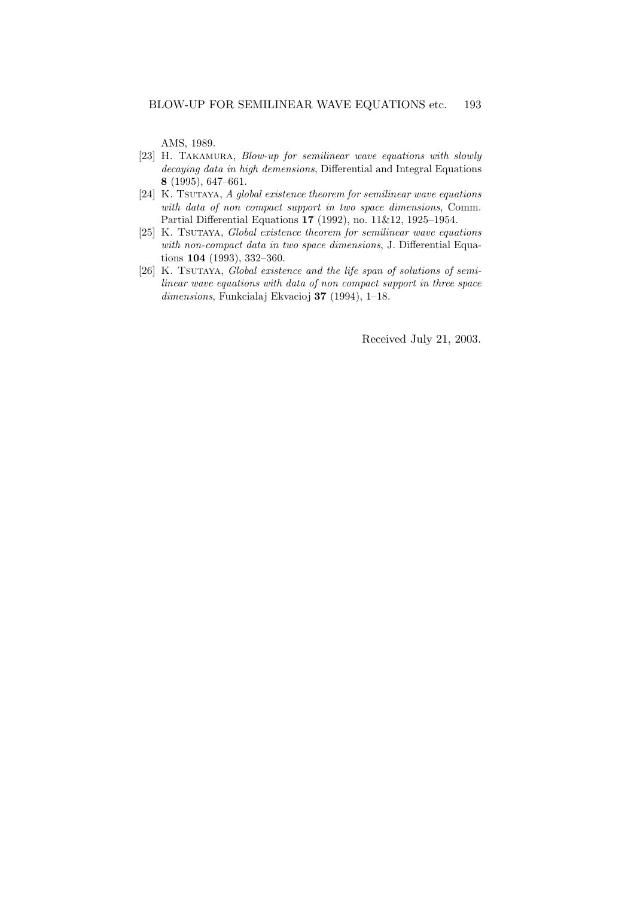AMS, 1989.

[23] H. Takamura, *Blow-up for semilinear wave equations with slowly decaying data in high demensions*, Differential and Integral Equations **8** (1995), 647–661.

[24] K. Tsutaya, *A global existence theorem for semilinear wave equations with data of non compact support in two space dimensions*, Comm. Partial Differential Equations **17** (1992), no. 11&12, 1925–1954.

[25] K. Tsutaya, *Global existence theorem for semilinear wave equations with non-compact data in two space dimensions*, J. Differential Equations **104** (1993), 332–360.

[26] K. Tsutaya, *Global existence and the life span of solutions of semilinear wave equations with data of non compact support in three space dimensions*, Funkcialaj Ekvacioj **37** (1994), 1–18.

Received July 21, 2003.